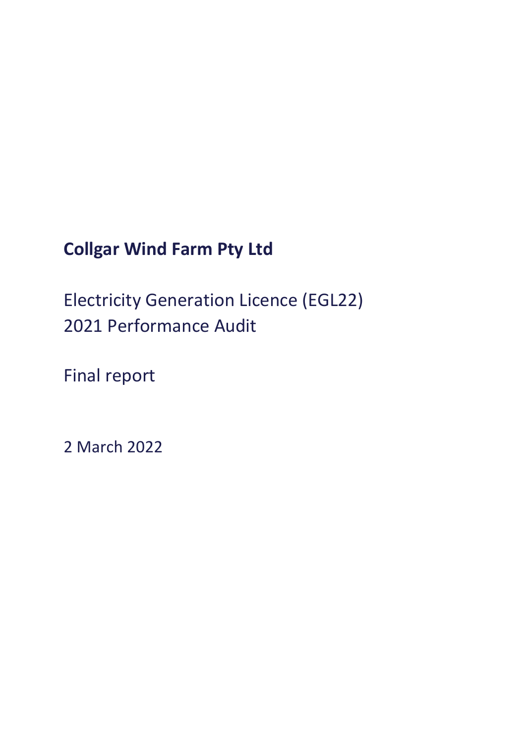# Collgar Wind Farm Pty Ltd

Electricity Generation Licence (EGL22)
2021 Performance Audit

Final report

2 March 2022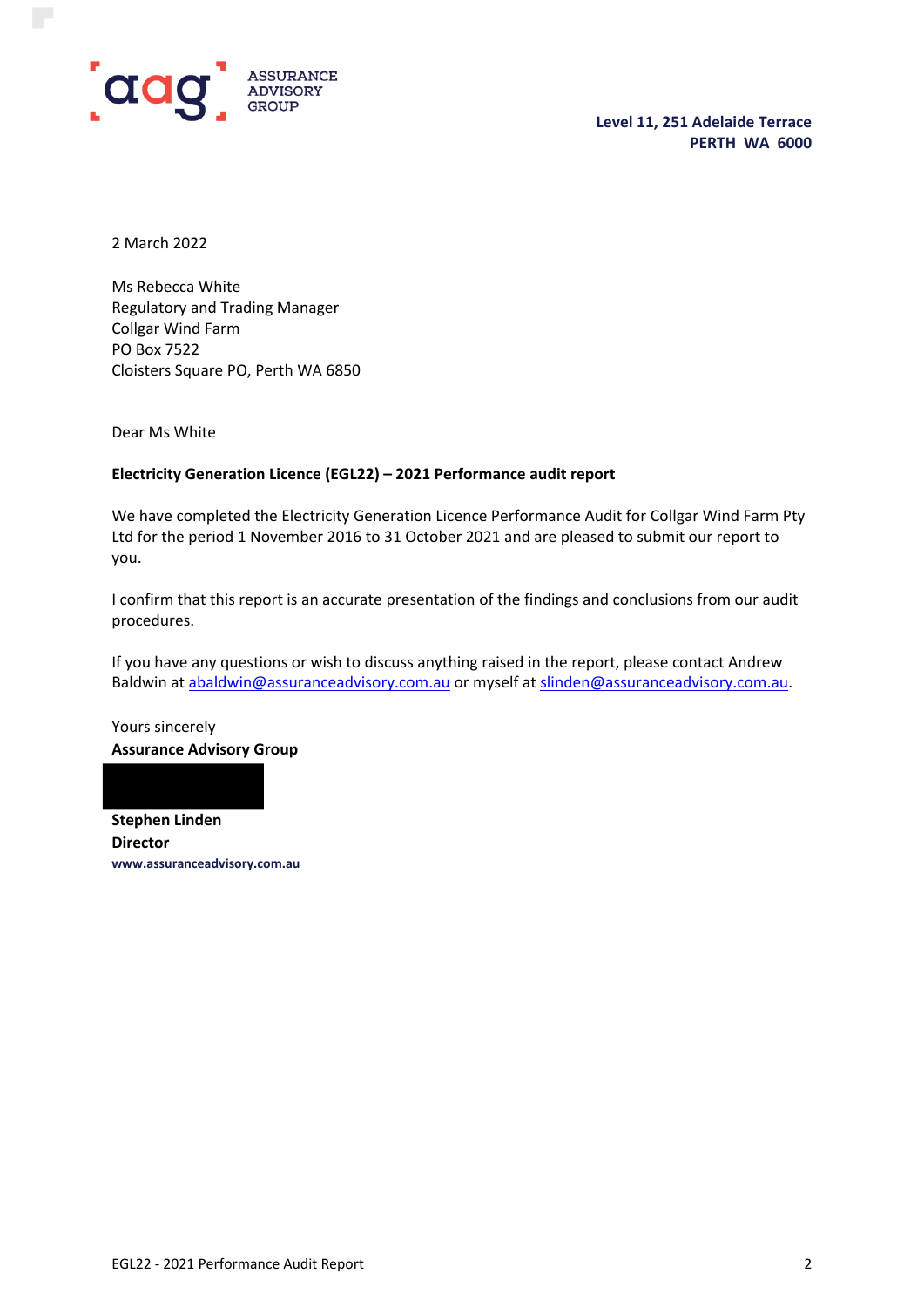ASSURANCE ADVISORY GROUP

**Level 11, 251 Adelaide Terrace**
**PERTH WA 6000**

2 March 2022

Ms Rebecca White
Regulatory and Trading Manager
Collgar Wind Farm
PO Box 7522
Cloisters Square PO, Perth WA 6850

Dear Ms White

**Electricity Generation Licence (EGL22) – 2021 Performance audit report**

We have completed the Electricity Generation Licence Performance Audit for Collgar Wind Farm Pty Ltd for the period 1 November 2016 to 31 October 2021 and are pleased to submit our report to you.

I confirm that this report is an accurate presentation of the findings and conclusions from our audit procedures.

If you have any questions or wish to discuss anything raised in the report, please contact Andrew Baldwin at abaldwin@assuranceadvisory.com.au or myself at slinden@assuranceadvisory.com.au.

Yours sincerely
**Assurance Advisory Group**

**Stephen Linden**
**Director**
**www.assuranceadvisory.com.au**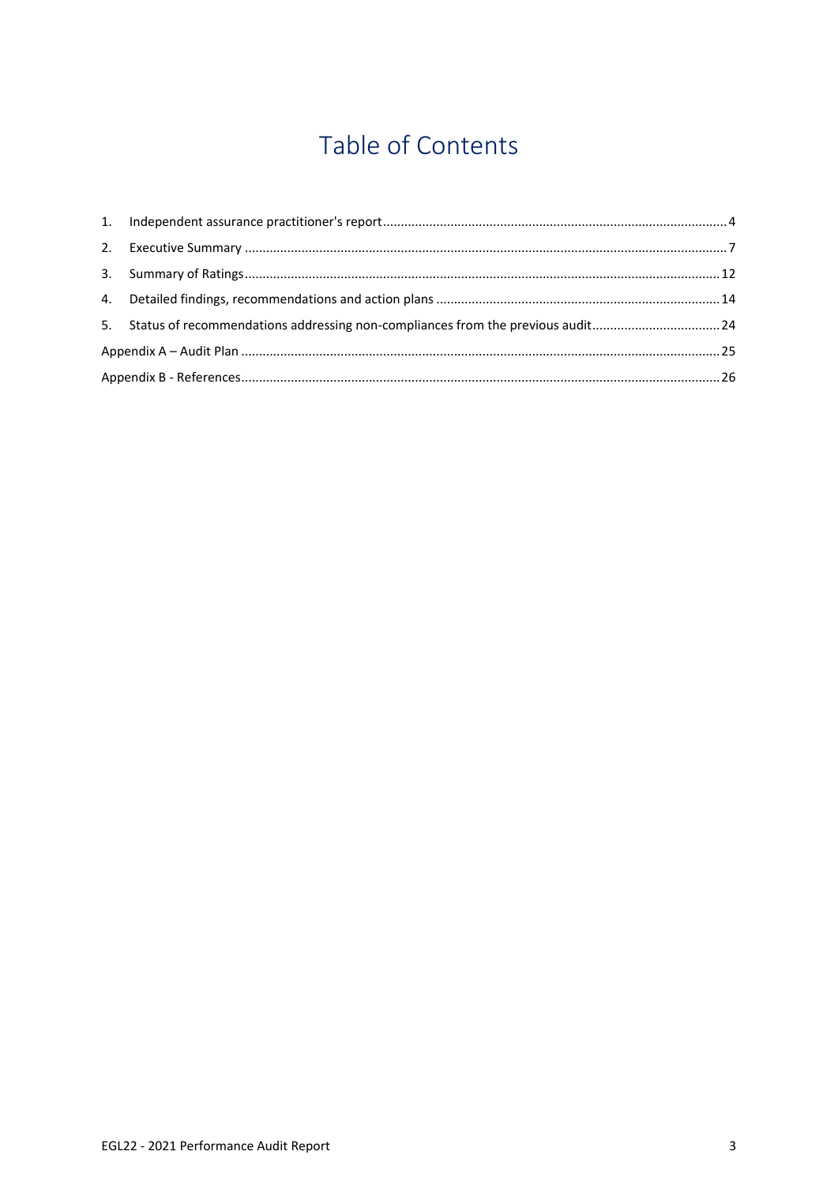# Table of Contents

1. Independent assurance practitioner's report ........................................ 4
2. Executive Summary ........................................ 7
3. Summary of Ratings ........................................ 12
4. Detailed findings, recommendations and action plans ........................................ 14
5. Status of recommendations addressing non-compliances from the previous audit ........................................ 24

Appendix A – Audit Plan ........................................ 25

Appendix B - References ........................................ 26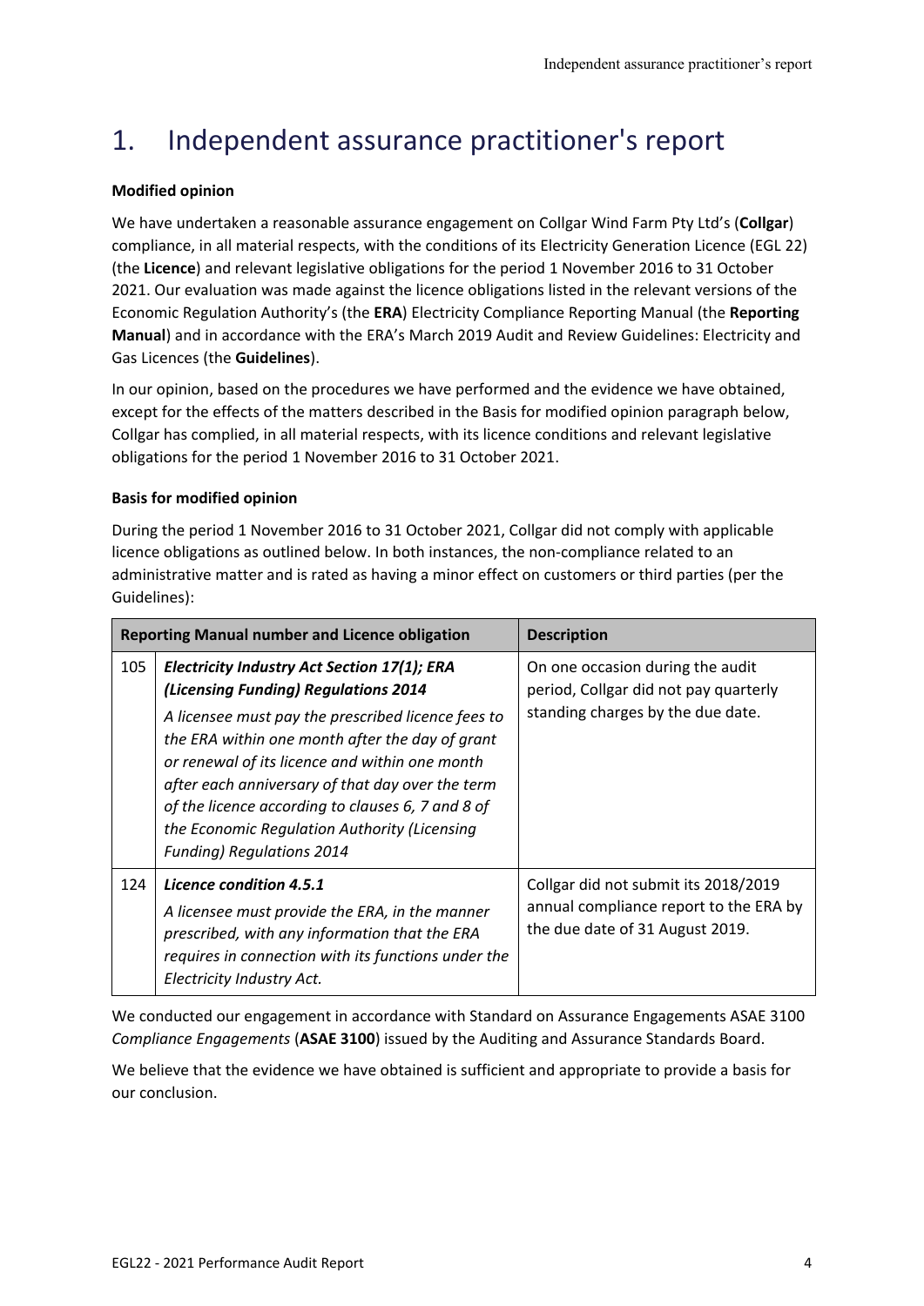# 1. Independent assurance practitioner's report

**Modified opinion**

We have undertaken a reasonable assurance engagement on Collgar Wind Farm Pty Ltd's (**Collgar**) compliance, in all material respects, with the conditions of its Electricity Generation Licence (EGL 22) (the **Licence**) and relevant legislative obligations for the period 1 November 2016 to 31 October 2021. Our evaluation was made against the licence obligations listed in the relevant versions of the Economic Regulation Authority's (the **ERA**) Electricity Compliance Reporting Manual (the **Reporting Manual**) and in accordance with the ERA's March 2019 Audit and Review Guidelines: Electricity and Gas Licences (the **Guidelines**).

In our opinion, based on the procedures we have performed and the evidence we have obtained, except for the effects of the matters described in the Basis for modified opinion paragraph below, Collgar has complied, in all material respects, with its licence conditions and relevant legislative obligations for the period 1 November 2016 to 31 October 2021.

**Basis for modified opinion**

During the period 1 November 2016 to 31 October 2021, Collgar did not comply with applicable licence obligations as outlined below. In both instances, the non-compliance related to an administrative matter and is rated as having a minor effect on customers or third parties (per the Guidelines):

| Reporting Manual number and Licence obligation | | Description |
|---|---|---|
| 105 | ***Electricity Industry Act Section 17(1); ERA (Licensing Funding) Regulations 2014***<br>*A licensee must pay the prescribed licence fees to the ERA within one month after the day of grant or renewal of its licence and within one month after each anniversary of that day over the term of the licence according to clauses 6, 7 and 8 of the Economic Regulation Authority (Licensing Funding) Regulations 2014* | On one occasion during the audit period, Collgar did not pay quarterly standing charges by the due date. |
| 124 | ***Licence condition 4.5.1***<br>*A licensee must provide the ERA, in the manner prescribed, with any information that the ERA requires in connection with its functions under the Electricity Industry Act.* | Collgar did not submit its 2018/2019 annual compliance report to the ERA by the due date of 31 August 2019. |

We conducted our engagement in accordance with Standard on Assurance Engagements ASAE 3100 *Compliance Engagements* (**ASAE 3100**) issued by the Auditing and Assurance Standards Board.

We believe that the evidence we have obtained is sufficient and appropriate to provide a basis for our conclusion.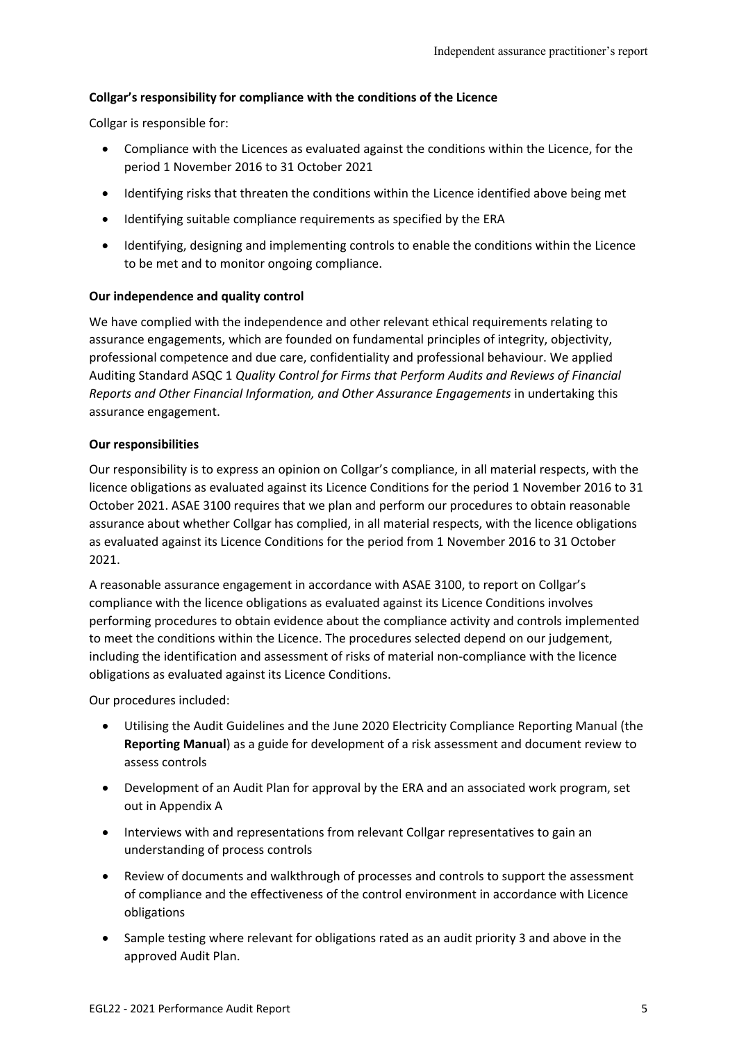**Collgar's responsibility for compliance with the conditions of the Licence**

Collgar is responsible for:

- Compliance with the Licences as evaluated against the conditions within the Licence, for the period 1 November 2016 to 31 October 2021
- Identifying risks that threaten the conditions within the Licence identified above being met
- Identifying suitable compliance requirements as specified by the ERA
- Identifying, designing and implementing controls to enable the conditions within the Licence to be met and to monitor ongoing compliance.

**Our independence and quality control**

We have complied with the independence and other relevant ethical requirements relating to assurance engagements, which are founded on fundamental principles of integrity, objectivity, professional competence and due care, confidentiality and professional behaviour. We applied Auditing Standard ASQC 1 *Quality Control for Firms that Perform Audits and Reviews of Financial Reports and Other Financial Information, and Other Assurance Engagements* in undertaking this assurance engagement.

**Our responsibilities**

Our responsibility is to express an opinion on Collgar's compliance, in all material respects, with the licence obligations as evaluated against its Licence Conditions for the period 1 November 2016 to 31 October 2021. ASAE 3100 requires that we plan and perform our procedures to obtain reasonable assurance about whether Collgar has complied, in all material respects, with the licence obligations as evaluated against its Licence Conditions for the period from 1 November 2016 to 31 October 2021.

A reasonable assurance engagement in accordance with ASAE 3100, to report on Collgar's compliance with the licence obligations as evaluated against its Licence Conditions involves performing procedures to obtain evidence about the compliance activity and controls implemented to meet the conditions within the Licence. The procedures selected depend on our judgement, including the identification and assessment of risks of material non-compliance with the licence obligations as evaluated against its Licence Conditions.

Our procedures included:

- Utilising the Audit Guidelines and the June 2020 Electricity Compliance Reporting Manual (the **Reporting Manual**) as a guide for development of a risk assessment and document review to assess controls
- Development of an Audit Plan for approval by the ERA and an associated work program, set out in Appendix A
- Interviews with and representations from relevant Collgar representatives to gain an understanding of process controls
- Review of documents and walkthrough of processes and controls to support the assessment of compliance and the effectiveness of the control environment in accordance with Licence obligations
- Sample testing where relevant for obligations rated as an audit priority 3 and above in the approved Audit Plan.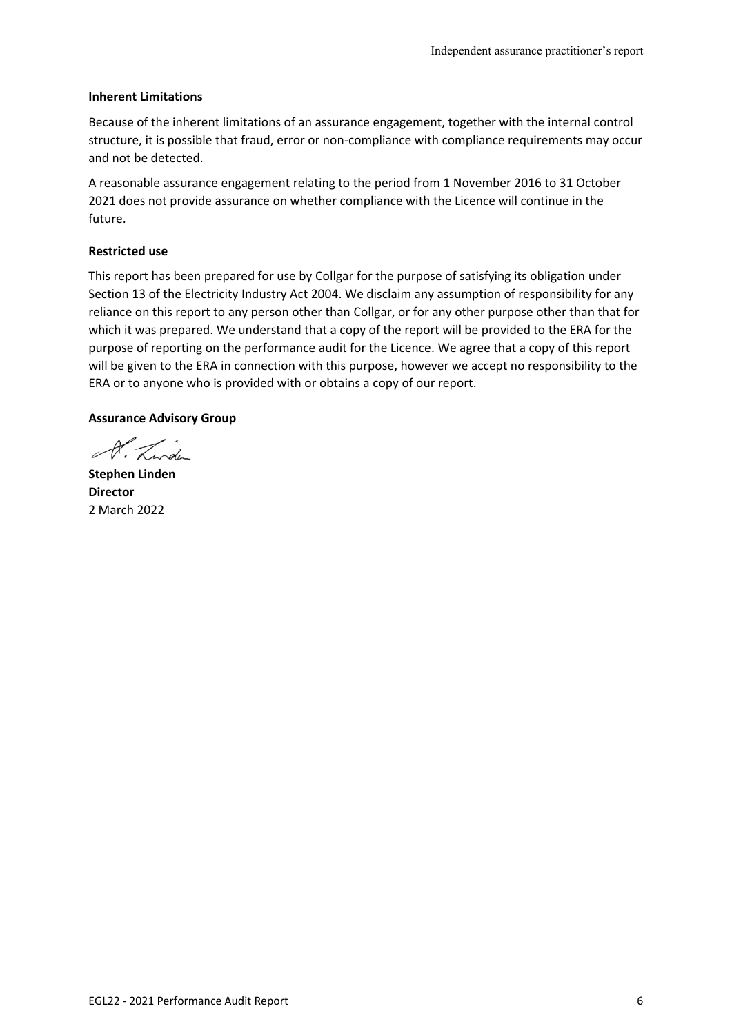**Inherent Limitations**

Because of the inherent limitations of an assurance engagement, together with the internal control structure, it is possible that fraud, error or non-compliance with compliance requirements may occur and not be detected.

A reasonable assurance engagement relating to the period from 1 November 2016 to 31 October 2021 does not provide assurance on whether compliance with the Licence will continue in the future.

**Restricted use**

This report has been prepared for use by Collgar for the purpose of satisfying its obligation under Section 13 of the Electricity Industry Act 2004. We disclaim any assumption of responsibility for any reliance on this report to any person other than Collgar, or for any other purpose other than that for which it was prepared. We understand that a copy of the report will be provided to the ERA for the purpose of reporting on the performance audit for the Licence. We agree that a copy of this report will be given to the ERA in connection with this purpose, however we accept no responsibility to the ERA or to anyone who is provided with or obtains a copy of our report.

**Assurance Advisory Group**

**Stephen Linden**
**Director**
2 March 2022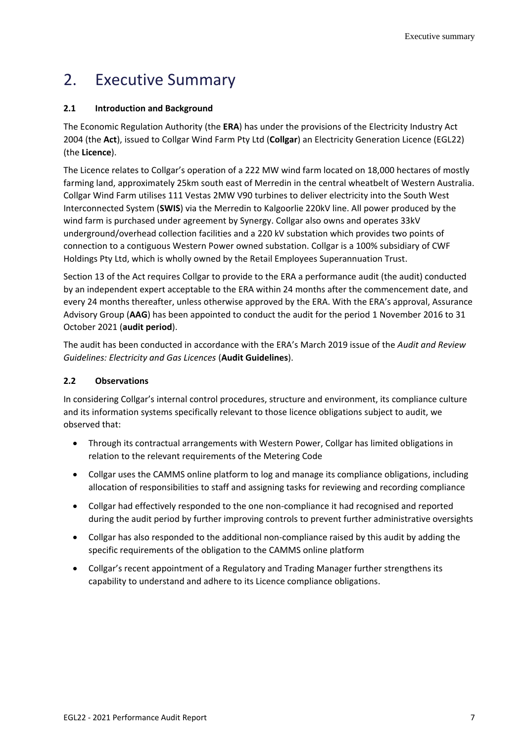# 2. Executive Summary

### 2.1 Introduction and Background

The Economic Regulation Authority (the **ERA**) has under the provisions of the Electricity Industry Act 2004 (the **Act**), issued to Collgar Wind Farm Pty Ltd (**Collgar**) an Electricity Generation Licence (EGL22) (the **Licence**).

The Licence relates to Collgar's operation of a 222 MW wind farm located on 18,000 hectares of mostly farming land, approximately 25km south east of Merredin in the central wheatbelt of Western Australia. Collgar Wind Farm utilises 111 Vestas 2MW V90 turbines to deliver electricity into the South West Interconnected System (**SWIS**) via the Merredin to Kalgoorlie 220kV line. All power produced by the wind farm is purchased under agreement by Synergy. Collgar also owns and operates 33kV underground/overhead collection facilities and a 220 kV substation which provides two points of connection to a contiguous Western Power owned substation. Collgar is a 100% subsidiary of CWF Holdings Pty Ltd, which is wholly owned by the Retail Employees Superannuation Trust.

Section 13 of the Act requires Collgar to provide to the ERA a performance audit (the audit) conducted by an independent expert acceptable to the ERA within 24 months after the commencement date, and every 24 months thereafter, unless otherwise approved by the ERA. With the ERA's approval, Assurance Advisory Group (**AAG**) has been appointed to conduct the audit for the period 1 November 2016 to 31 October 2021 (**audit period**).

The audit has been conducted in accordance with the ERA's March 2019 issue of the *Audit and Review Guidelines: Electricity and Gas Licences* (**Audit Guidelines**).

### 2.2 Observations

In considering Collgar's internal control procedures, structure and environment, its compliance culture and its information systems specifically relevant to those licence obligations subject to audit, we observed that:

- Through its contractual arrangements with Western Power, Collgar has limited obligations in relation to the relevant requirements of the Metering Code
- Collgar uses the CAMMS online platform to log and manage its compliance obligations, including allocation of responsibilities to staff and assigning tasks for reviewing and recording compliance
- Collgar had effectively responded to the one non-compliance it had recognised and reported during the audit period by further improving controls to prevent further administrative oversights
- Collgar has also responded to the additional non-compliance raised by this audit by adding the specific requirements of the obligation to the CAMMS online platform
- Collgar's recent appointment of a Regulatory and Trading Manager further strengthens its capability to understand and adhere to its Licence compliance obligations.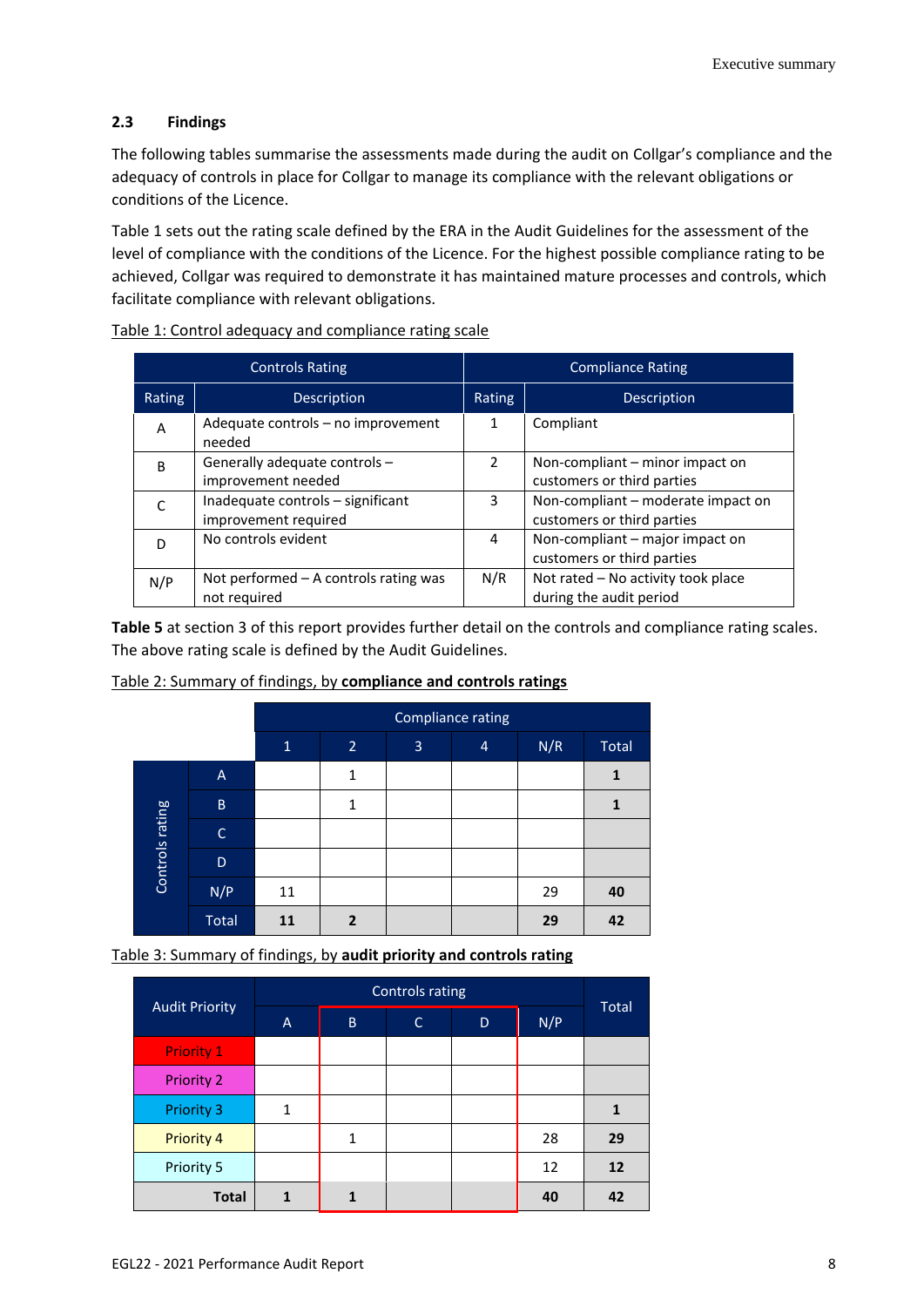## 2.3 Findings

The following tables summarise the assessments made during the audit on Collgar's compliance and the adequacy of controls in place for Collgar to manage its compliance with the relevant obligations or conditions of the Licence.

Table 1 sets out the rating scale defined by the ERA in the Audit Guidelines for the assessment of the level of compliance with the conditions of the Licence. For the highest possible compliance rating to be achieved, Collgar was required to demonstrate it has maintained mature processes and controls, which facilitate compliance with relevant obligations.

Table 1: Control adequacy and compliance rating scale

| Controls Rating | | Compliance Rating | |
|---|---|---|---|
| **Rating** | **Description** | **Rating** | **Description** |
| A | Adequate controls – no improvement needed | 1 | Compliant |
| B | Generally adequate controls – improvement needed | 2 | Non-compliant – minor impact on customers or third parties |
| C | Inadequate controls – significant improvement required | 3 | Non-compliant – moderate impact on customers or third parties |
| D | No controls evident | 4 | Non-compliant – major impact on customers or third parties |
| N/P | Not performed – A controls rating was not required | N/R | Not rated – No activity took place during the audit period |

**Table 5** at section 3 of this report provides further detail on the controls and compliance rating scales. The above rating scale is defined by the Audit Guidelines.

Table 2: Summary of findings, by **compliance and controls ratings**

| | | Compliance rating | | | | | |
|---|---|---|---|---|---|---|---|
| | | 1 | 2 | 3 | 4 | N/R | Total |
| Controls rating | A | | 1 | | | | **1** |
| | B | | 1 | | | | **1** |
| | C | | | | | | |
| | D | | | | | | |
| | N/P | 11 | | | | 29 | **40** |
| | Total | **11** | **2** | | | **29** | **42** |

Table 3: Summary of findings, by **audit priority and controls rating**

| Audit Priority | Controls rating | | | | | Total |
|---|---|---|---|---|---|---|
| | A | B | C | D | N/P | |
| Priority 1 | | | | | | |
| Priority 2 | | | | | | |
| Priority 3 | 1 | | | | | **1** |
| Priority 4 | | 1 | | | 28 | **29** |
| Priority 5 | | | | | 12 | **12** |
| **Total** | **1** | **1** | | | **40** | **42** |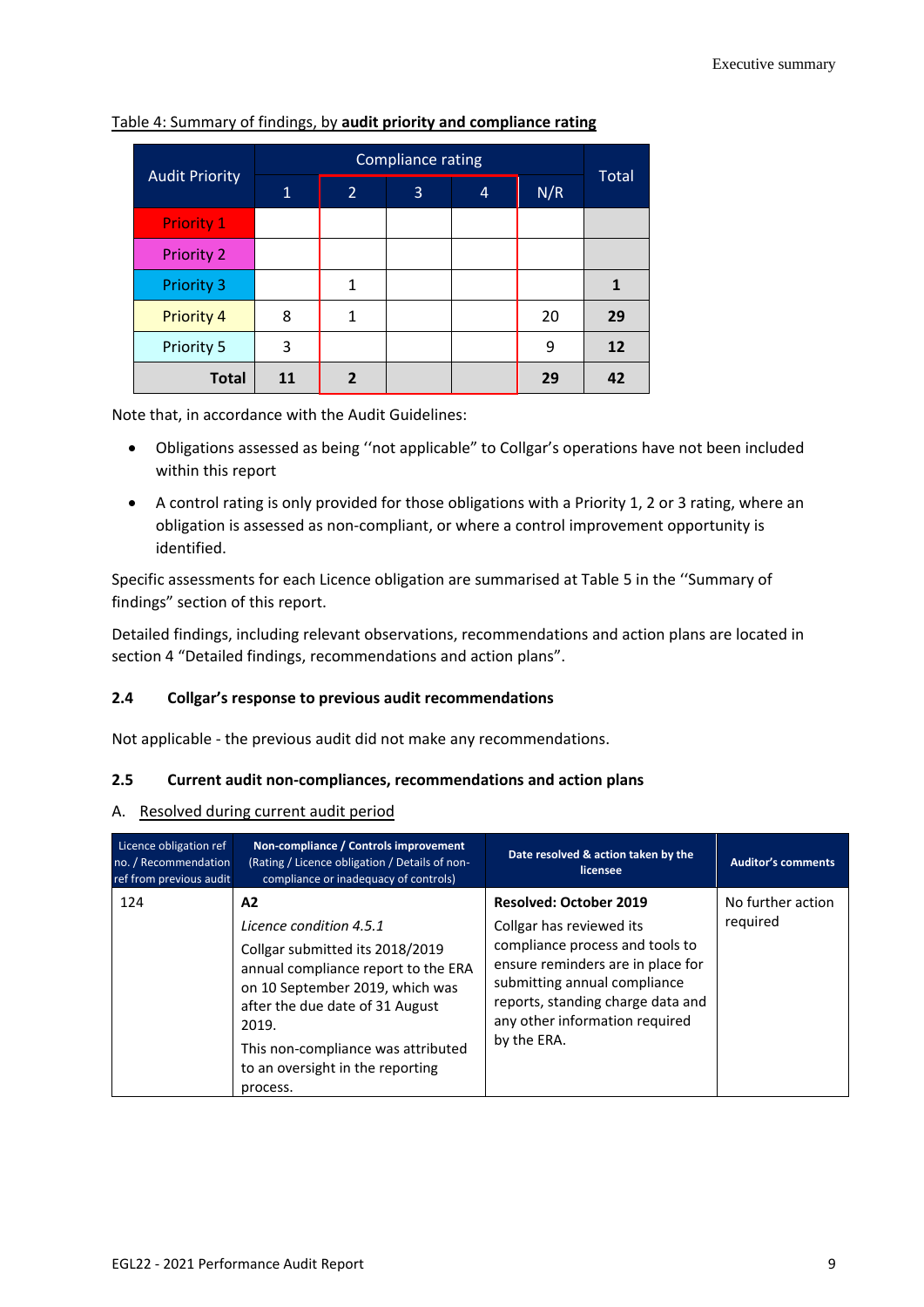Table 4: Summary of findings, by **audit priority and compliance rating**

| Audit Priority | Compliance rating | | | | | Total |
|---|---|---|---|---|---|---|
| | 1 | 2 | 3 | 4 | N/R | |
| Priority 1 | | | | | | |
| Priority 2 | | | | | | |
| Priority 3 | | 1 | | | | **1** |
| Priority 4 | 8 | 1 | | | 20 | **29** |
| Priority 5 | 3 | | | | 9 | **12** |
| **Total** | **11** | **2** | | | **29** | **42** |

Note that, in accordance with the Audit Guidelines:

- Obligations assessed as being ''not applicable" to Collgar's operations have not been included within this report
- A control rating is only provided for those obligations with a Priority 1, 2 or 3 rating, where an obligation is assessed as non-compliant, or where a control improvement opportunity is identified.

Specific assessments for each Licence obligation are summarised at Table 5 in the ''Summary of findings" section of this report.

Detailed findings, including relevant observations, recommendations and action plans are located in section 4 "Detailed findings, recommendations and action plans".

### 2.4 Collgar's response to previous audit recommendations

Not applicable - the previous audit did not make any recommendations.

### 2.5 Current audit non-compliances, recommendations and action plans

A. Resolved during current audit period

| Licence obligation ref no. / Recommendation ref from previous audit | **Non-compliance / Controls improvement** (Rating / Licence obligation / Details of non-compliance or inadequacy of controls) | **Date resolved & action taken by the licensee** | **Auditor's comments** |
|---|---|---|---|
| 124 | **A2**<br>*Licence condition 4.5.1*<br>Collgar submitted its 2018/2019 annual compliance report to the ERA on 10 September 2019, which was after the due date of 31 August 2019.<br>This non-compliance was attributed to an oversight in the reporting process. | **Resolved: October 2019**<br>Collgar has reviewed its compliance process and tools to ensure reminders are in place for submitting annual compliance reports, standing charge data and any other information required by the ERA. | No further action required |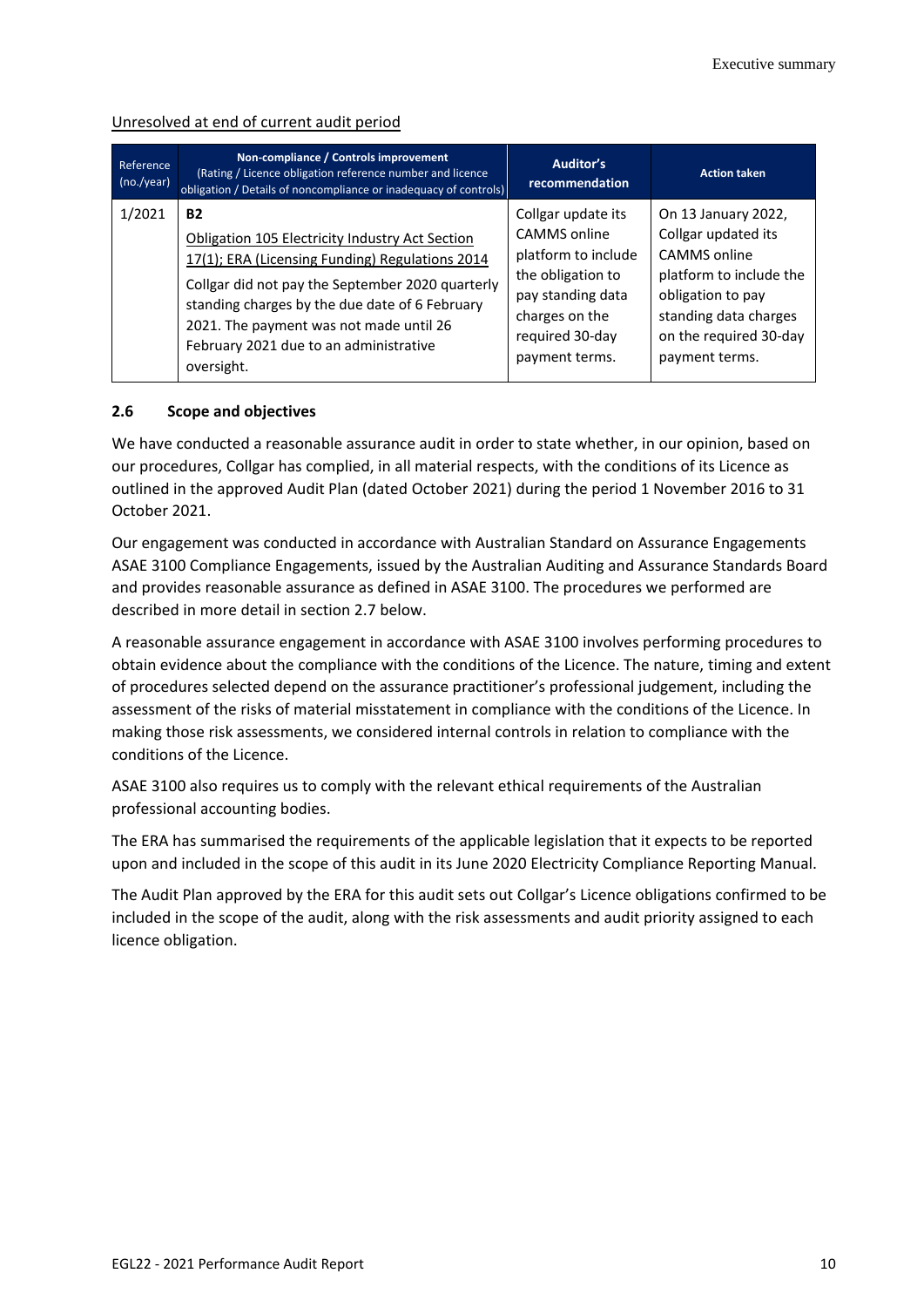Unresolved at end of current audit period

| Reference (no./year) | Non-compliance / Controls improvement (Rating / Licence obligation reference number and licence obligation / Details of noncompliance or inadequacy of controls) | Auditor's recommendation | Action taken |
|---|---|---|---|
| 1/2021 | **B2**<br>Obligation 105 Electricity Industry Act Section 17(1); ERA (Licensing Funding) Regulations 2014<br>Collgar did not pay the September 2020 quarterly standing charges by the due date of 6 February 2021. The payment was not made until 26 February 2021 due to an administrative oversight. | Collgar update its CAMMS online platform to include the obligation to pay standing data charges on the required 30-day payment terms. | On 13 January 2022, Collgar updated its CAMMS online platform to include the obligation to pay standing data charges on the required 30-day payment terms. |

### 2.6 Scope and objectives

We have conducted a reasonable assurance audit in order to state whether, in our opinion, based on our procedures, Collgar has complied, in all material respects, with the conditions of its Licence as outlined in the approved Audit Plan (dated October 2021) during the period 1 November 2016 to 31 October 2021.

Our engagement was conducted in accordance with Australian Standard on Assurance Engagements ASAE 3100 Compliance Engagements, issued by the Australian Auditing and Assurance Standards Board and provides reasonable assurance as defined in ASAE 3100. The procedures we performed are described in more detail in section 2.7 below.

A reasonable assurance engagement in accordance with ASAE 3100 involves performing procedures to obtain evidence about the compliance with the conditions of the Licence. The nature, timing and extent of procedures selected depend on the assurance practitioner's professional judgement, including the assessment of the risks of material misstatement in compliance with the conditions of the Licence. In making those risk assessments, we considered internal controls in relation to compliance with the conditions of the Licence.

ASAE 3100 also requires us to comply with the relevant ethical requirements of the Australian professional accounting bodies.

The ERA has summarised the requirements of the applicable legislation that it expects to be reported upon and included in the scope of this audit in its June 2020 Electricity Compliance Reporting Manual.

The Audit Plan approved by the ERA for this audit sets out Collgar's Licence obligations confirmed to be included in the scope of the audit, along with the risk assessments and audit priority assigned to each licence obligation.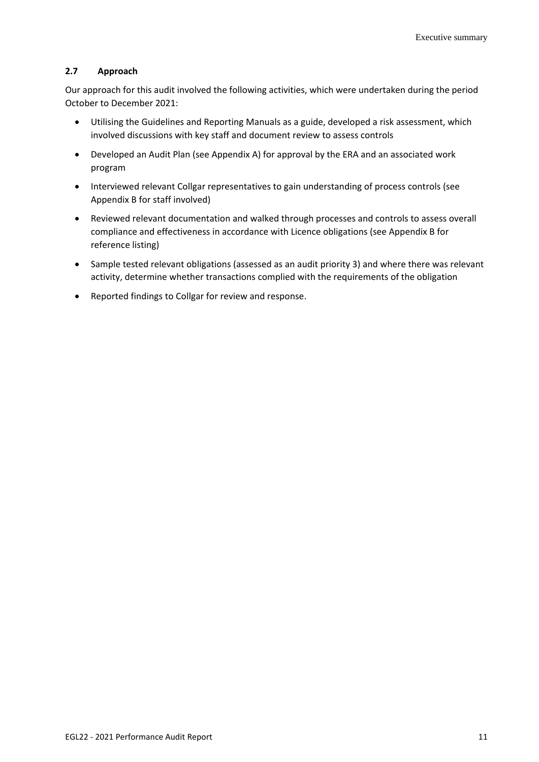## 2.7 Approach

Our approach for this audit involved the following activities, which were undertaken during the period October to December 2021:

- Utilising the Guidelines and Reporting Manuals as a guide, developed a risk assessment, which involved discussions with key staff and document review to assess controls
- Developed an Audit Plan (see Appendix A) for approval by the ERA and an associated work program
- Interviewed relevant Collgar representatives to gain understanding of process controls (see Appendix B for staff involved)
- Reviewed relevant documentation and walked through processes and controls to assess overall compliance and effectiveness in accordance with Licence obligations (see Appendix B for reference listing)
- Sample tested relevant obligations (assessed as an audit priority 3) and where there was relevant activity, determine whether transactions complied with the requirements of the obligation
- Reported findings to Collgar for review and response.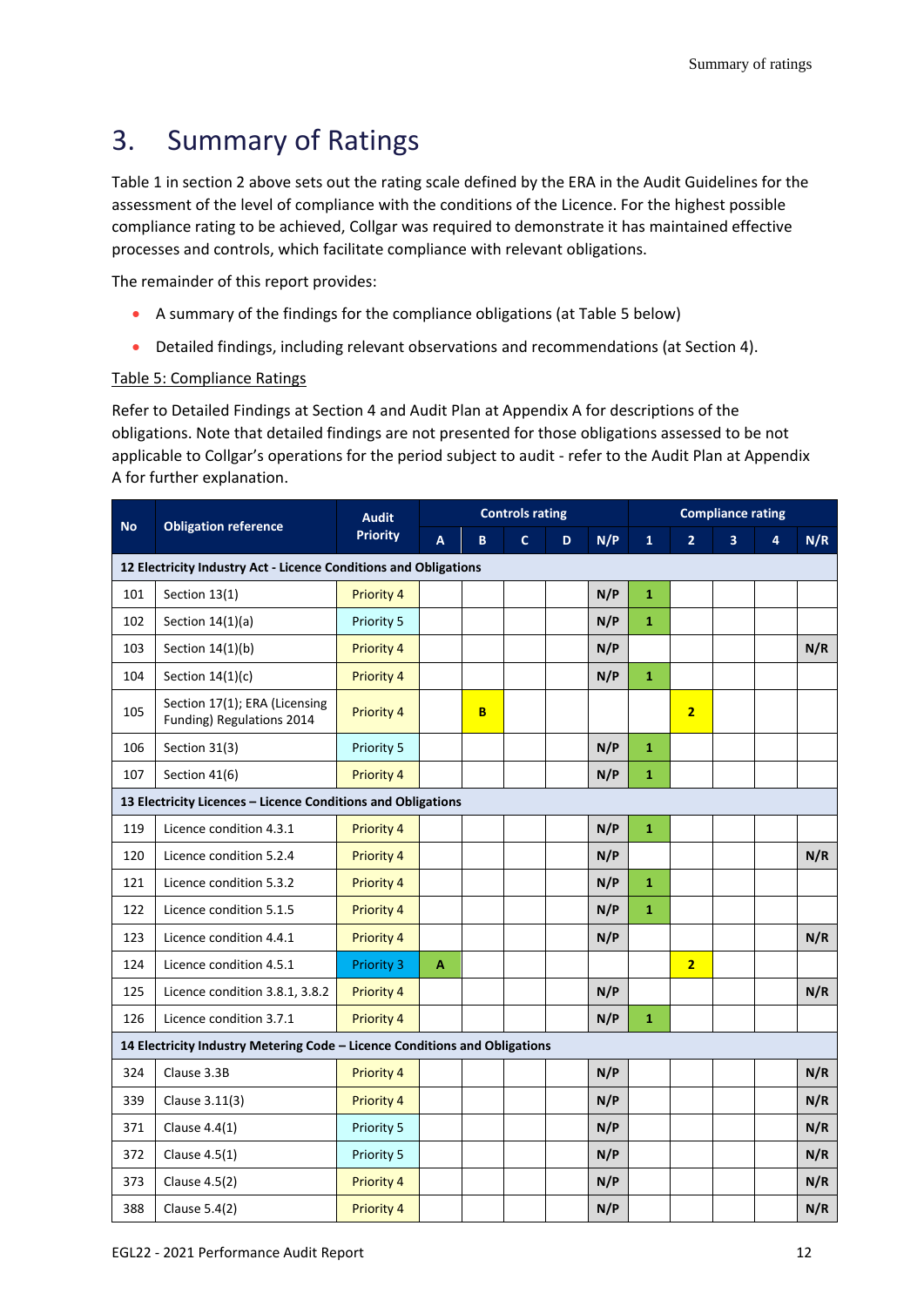# 3. Summary of Ratings

Table 1 in section 2 above sets out the rating scale defined by the ERA in the Audit Guidelines for the assessment of the level of compliance with the conditions of the Licence. For the highest possible compliance rating to be achieved, Collgar was required to demonstrate it has maintained effective processes and controls, which facilitate compliance with relevant obligations.

The remainder of this report provides:

- A summary of the findings for the compliance obligations (at Table 5 below)
- Detailed findings, including relevant observations and recommendations (at Section 4).

Table 5: Compliance Ratings

Refer to Detailed Findings at Section 4 and Audit Plan at Appendix A for descriptions of the obligations. Note that detailed findings are not presented for those obligations assessed to be not applicable to Collgar's operations for the period subject to audit - refer to the Audit Plan at Appendix A for further explanation.

| No | Obligation reference | Audit Priority | Controls rating | | | | | Compliance rating | | | | |
|---|---|---|---|---|---|---|---|---|---|---|---|---|
| | | | A | B | C | D | N/P | 1 | 2 | 3 | 4 | N/R |
| **12 Electricity Industry Act - Licence Conditions and Obligations** | | | | | | | | | | | | |
| 101 | Section 13(1) | Priority 4 | | | | | N/P | 1 | | | | |
| 102 | Section 14(1)(a) | Priority 5 | | | | | N/P | 1 | | | | |
| 103 | Section 14(1)(b) | Priority 4 | | | | | N/P | | | | | N/R |
| 104 | Section 14(1)(c) | Priority 4 | | | | | N/P | 1 | | | | |
| 105 | Section 17(1); ERA (Licensing Funding) Regulations 2014 | Priority 4 | | B | | | | | 2 | | | |
| 106 | Section 31(3) | Priority 5 | | | | | N/P | 1 | | | | |
| 107 | Section 41(6) | Priority 4 | | | | | N/P | 1 | | | | |
| **13 Electricity Licences – Licence Conditions and Obligations** | | | | | | | | | | | | |
| 119 | Licence condition 4.3.1 | Priority 4 | | | | | N/P | 1 | | | | |
| 120 | Licence condition 5.2.4 | Priority 4 | | | | | N/P | | | | | N/R |
| 121 | Licence condition 5.3.2 | Priority 4 | | | | | N/P | 1 | | | | |
| 122 | Licence condition 5.1.5 | Priority 4 | | | | | N/P | 1 | | | | |
| 123 | Licence condition 4.4.1 | Priority 4 | | | | | N/P | | | | | N/R |
| 124 | Licence condition 4.5.1 | Priority 3 | A | | | | | | 2 | | | |
| 125 | Licence condition 3.8.1, 3.8.2 | Priority 4 | | | | | N/P | | | | | N/R |
| 126 | Licence condition 3.7.1 | Priority 4 | | | | | N/P | 1 | | | | |
| **14 Electricity Industry Metering Code – Licence Conditions and Obligations** | | | | | | | | | | | | |
| 324 | Clause 3.3B | Priority 4 | | | | | N/P | | | | | N/R |
| 339 | Clause 3.11(3) | Priority 4 | | | | | N/P | | | | | N/R |
| 371 | Clause 4.4(1) | Priority 5 | | | | | N/P | | | | | N/R |
| 372 | Clause 4.5(1) | Priority 5 | | | | | N/P | | | | | N/R |
| 373 | Clause 4.5(2) | Priority 4 | | | | | N/P | | | | | N/R |
| 388 | Clause 5.4(2) | Priority 4 | | | | | N/P | | | | | N/R |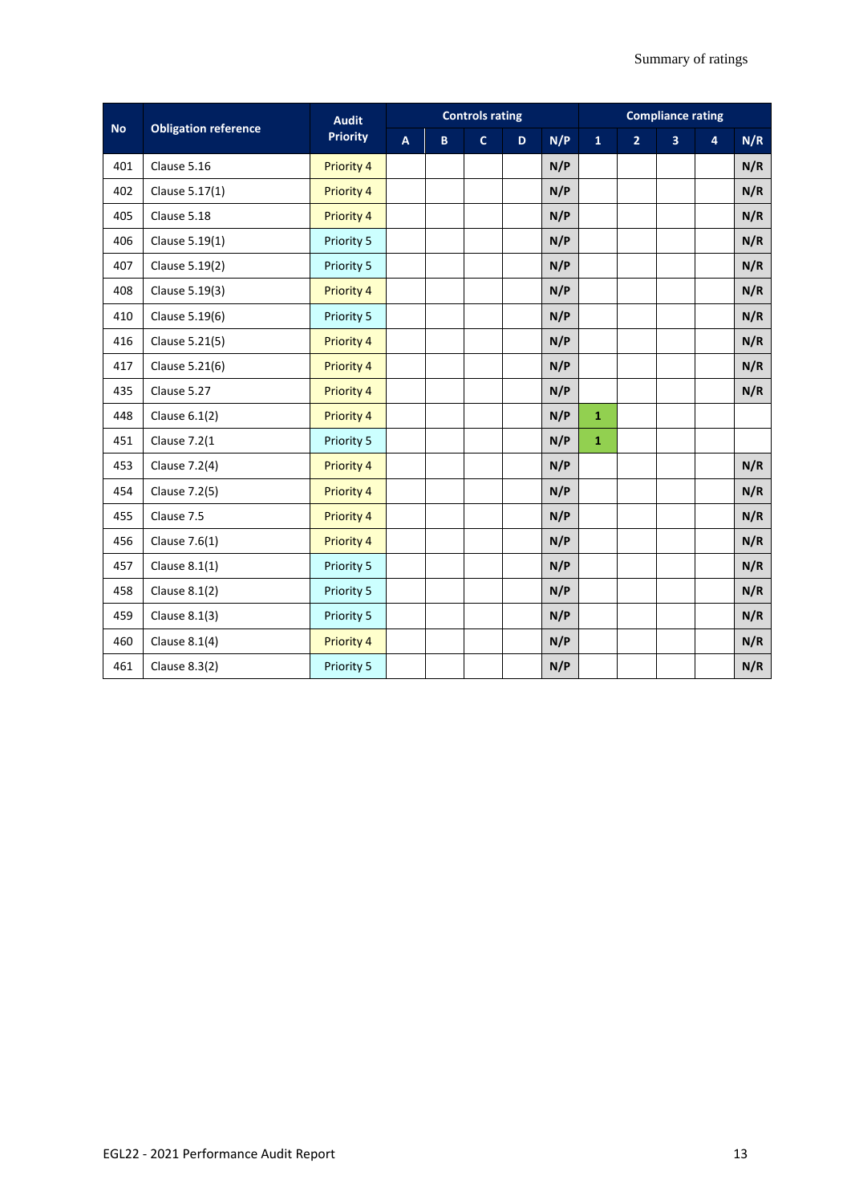| No | Obligation reference | Audit Priority | Controls rating | | | | | Compliance rating | | | | |
|---|---|---|---|---|---|---|---|---|---|---|---|---|
| | | | A | B | C | D | N/P | 1 | 2 | 3 | 4 | N/R |
| 401 | Clause 5.16 | Priority 4 | | | | | N/P | | | | | N/R |
| 402 | Clause 5.17(1) | Priority 4 | | | | | N/P | | | | | N/R |
| 405 | Clause 5.18 | Priority 4 | | | | | N/P | | | | | N/R |
| 406 | Clause 5.19(1) | Priority 5 | | | | | N/P | | | | | N/R |
| 407 | Clause 5.19(2) | Priority 5 | | | | | N/P | | | | | N/R |
| 408 | Clause 5.19(3) | Priority 4 | | | | | N/P | | | | | N/R |
| 410 | Clause 5.19(6) | Priority 5 | | | | | N/P | | | | | N/R |
| 416 | Clause 5.21(5) | Priority 4 | | | | | N/P | | | | | N/R |
| 417 | Clause 5.21(6) | Priority 4 | | | | | N/P | | | | | N/R |
| 435 | Clause 5.27 | Priority 4 | | | | | N/P | | | | | N/R |
| 448 | Clause 6.1(2) | Priority 4 | | | | | N/P | 1 | | | | |
| 451 | Clause 7.2(1 | Priority 5 | | | | | N/P | 1 | | | | |
| 453 | Clause 7.2(4) | Priority 4 | | | | | N/P | | | | | N/R |
| 454 | Clause 7.2(5) | Priority 4 | | | | | N/P | | | | | N/R |
| 455 | Clause 7.5 | Priority 4 | | | | | N/P | | | | | N/R |
| 456 | Clause 7.6(1) | Priority 4 | | | | | N/P | | | | | N/R |
| 457 | Clause 8.1(1) | Priority 5 | | | | | N/P | | | | | N/R |
| 458 | Clause 8.1(2) | Priority 5 | | | | | N/P | | | | | N/R |
| 459 | Clause 8.1(3) | Priority 5 | | | | | N/P | | | | | N/R |
| 460 | Clause 8.1(4) | Priority 4 | | | | | N/P | | | | | N/R |
| 461 | Clause 8.3(2) | Priority 5 | | | | | N/P | | | | | N/R |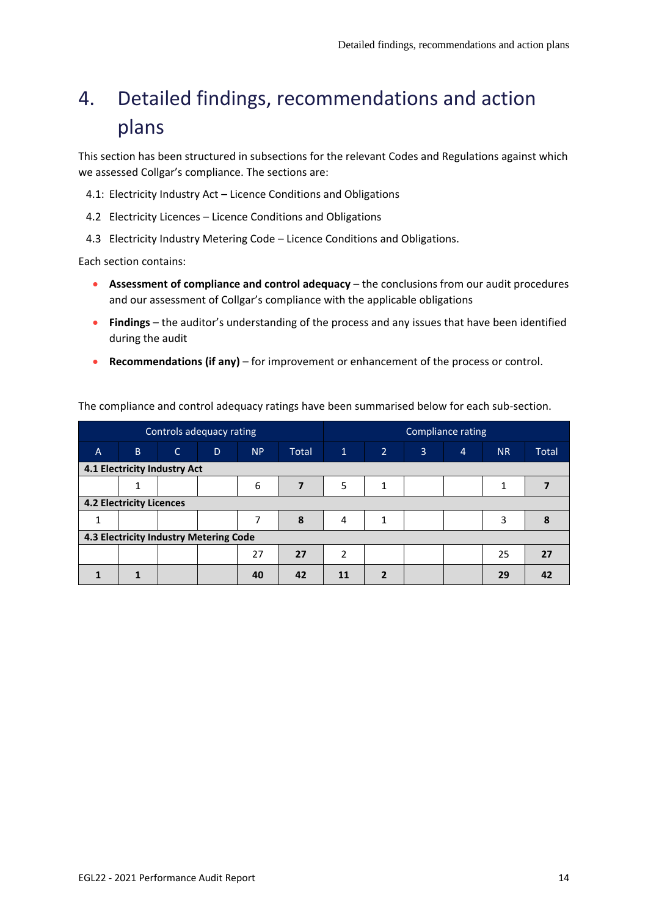# 4. Detailed findings, recommendations and action plans

This section has been structured in subsections for the relevant Codes and Regulations against which we assessed Collgar's compliance. The sections are:

4.1: Electricity Industry Act – Licence Conditions and Obligations

4.2 Electricity Licences – Licence Conditions and Obligations

4.3 Electricity Industry Metering Code – Licence Conditions and Obligations.

Each section contains:

- **Assessment of compliance and control adequacy** – the conclusions from our audit procedures and our assessment of Collgar's compliance with the applicable obligations
- **Findings** – the auditor's understanding of the process and any issues that have been identified during the audit
- **Recommendations (if any)** – for improvement or enhancement of the process or control.

The compliance and control adequacy ratings have been summarised below for each sub-section.

| Controls adequacy rating | | | | | | Compliance rating | | | | | |
|---|---|---|---|---|---|---|---|---|---|---|---|
| A | B | C | D | NP | Total | 1 | 2 | 3 | 4 | NR | Total |
| **4.1 Electricity Industry Act** | | | | | | | | | | | |
| | 1 | | | 6 | **7** | 5 | 1 | | | 1 | **7** |
| **4.2 Electricity Licences** | | | | | | | | | | | |
| 1 | | | | 7 | **8** | 4 | 1 | | | 3 | **8** |
| **4.3 Electricity Industry Metering Code** | | | | | | | | | | | |
| | | | | 27 | **27** | 2 | | | | 25 | **27** |
| **1** | **1** | | | **40** | **42** | **11** | **2** | | | **29** | **42** |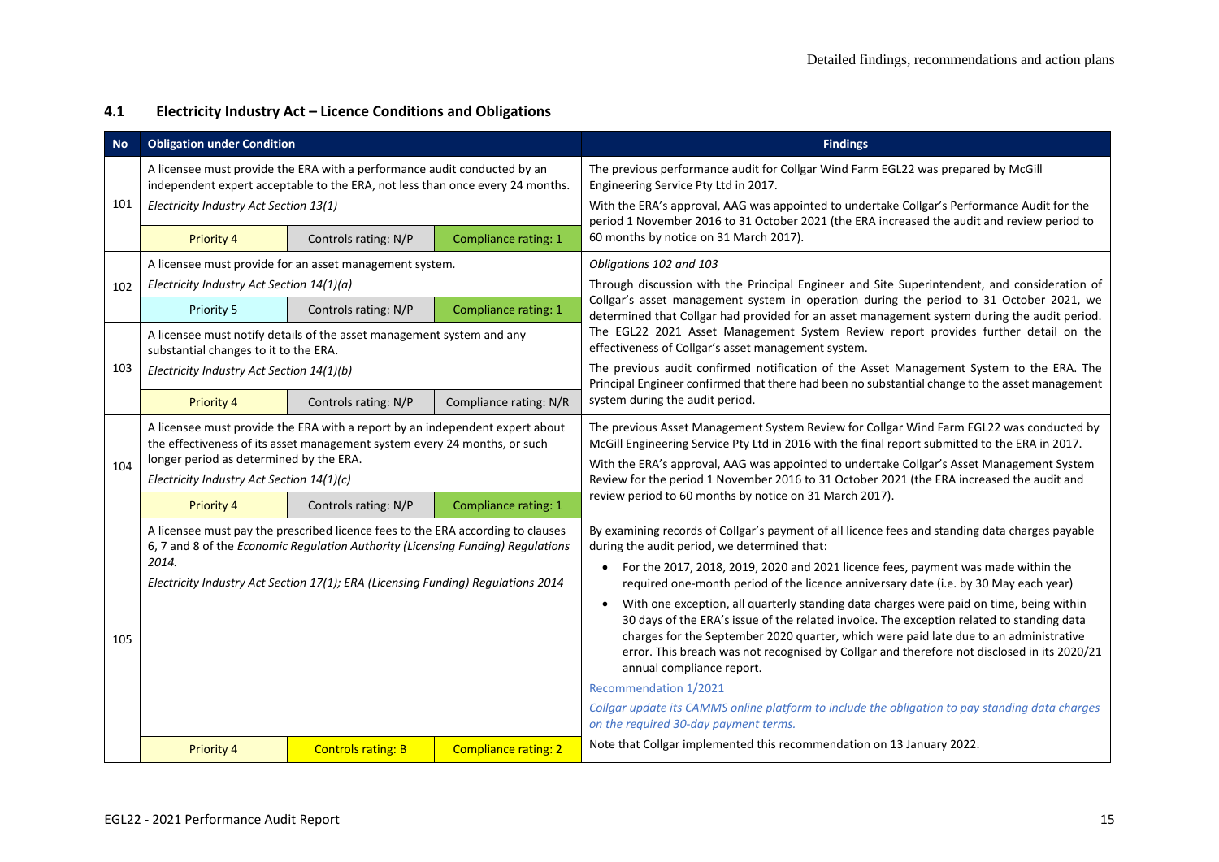## 4.1 Electricity Industry Act – Licence Conditions and Obligations

| No | Obligation under Condition | | | Findings |
|---|---|---|---|---|
| 101 | A licensee must provide the ERA with a performance audit conducted by an independent expert acceptable to the ERA, not less than once every 24 months.<br>*Electricity Industry Act Section 13(1)* | | | The previous performance audit for Collgar Wind Farm EGL22 was prepared by McGill Engineering Service Pty Ltd in 2017.<br>With the ERA's approval, AAG was appointed to undertake Collgar's Performance Audit for the period 1 November 2016 to 31 October 2021 (the ERA increased the audit and review period to 60 months by notice on 31 March 2017). |
| | Priority 4 | Controls rating: N/P | Compliance rating: 1 | |
| 102 | A licensee must provide for an asset management system.<br>*Electricity Industry Act Section 14(1)(a)* | | | *Obligations 102 and 103*<br>Through discussion with the Principal Engineer and Site Superintendent, and consideration of Collgar's asset management system in operation during the period to 31 October 2021, we determined that Collgar had provided for an asset management system during the audit period. The EGL22 2021 Asset Management System Review report provides further detail on the effectiveness of Collgar's asset management system.<br>The previous audit confirmed notification of the Asset Management System to the ERA. The Principal Engineer confirmed that there had been no substantial change to the asset management system during the audit period. |
| | Priority 5 | Controls rating: N/P | Compliance rating: 1 | |
| 103 | A licensee must notify details of the asset management system and any substantial changes to it to the ERA.<br>*Electricity Industry Act Section 14(1)(b)* | | | |
| | Priority 4 | Controls rating: N/P | Compliance rating: N/A | |
| 104 | A licensee must provide the ERA with a report by an independent expert about the effectiveness of its asset management system every 24 months, or such longer period as determined by the ERA.<br>*Electricity Industry Act Section 14(1)(c)* | | | The previous Asset Management System Review for Collgar Wind Farm EGL22 was conducted by McGill Engineering Service Pty Ltd in 2016 with the final report submitted to the ERA in 2017.<br>With the ERA's approval, AAG was appointed to undertake Collgar's Asset Management System Review for the period 1 November 2016 to 31 October 2021 (the ERA increased the audit and review period to 60 months by notice on 31 March 2017). |
| | Priority 4 | Controls rating: N/P | Compliance rating: 1 | |
| 105 | A licensee must pay the prescribed licence fees to the ERA according to clauses 6, 7 and 8 of the *Economic Regulation Authority (Licensing Funding) Regulations 2014.*<br>*Electricity Industry Act Section 17(1); ERA (Licensing Funding) Regulations 2014* | | | By examining records of Collgar's payment of all licence fees and standing data charges payable during the audit period, we determined that:<br>• For the 2017, 2018, 2019, 2020 and 2021 licence fees, payment was made within the required one-month period of the licence anniversary date (i.e. by 30 May each year)<br>• With one exception, all quarterly standing data charges were paid on time, being within 30 days of the ERA's issue of the related invoice. The exception related to standing data charges for the September 2020 quarter, which were paid late due to an administrative error. This breach was not recognised by Collgar and therefore not disclosed in its 2020/21 annual compliance report.<br>Recommendation 1/2021<br>*Collgar update its CAMMS online platform to include the obligation to pay standing data charges on the required 30-day payment terms.*<br>Note that Collgar implemented this recommendation on 13 January 2022. |
| | Priority 4 | Controls rating: B | Compliance rating: 2 | |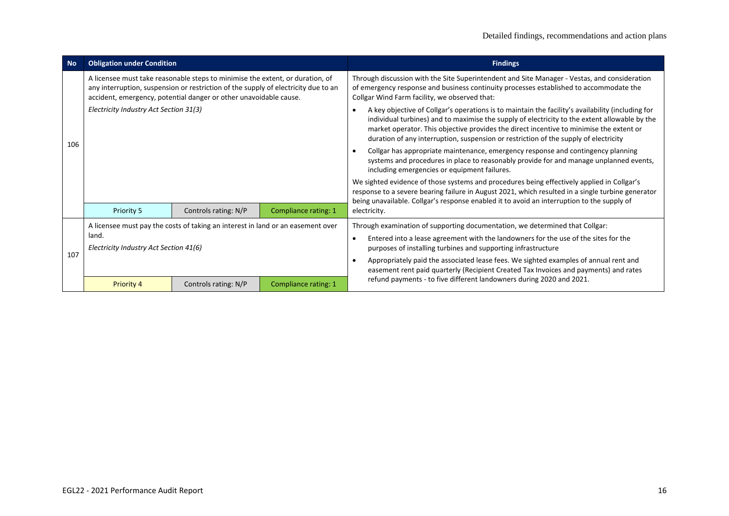| No | Obligation under Condition | | | Findings |
|---|---|---|---|---|
| 106 | A licensee must take reasonable steps to minimise the extent, or duration, of any interruption, suspension or restriction of the supply of electricity due to an accident, emergency, potential danger or other unavoidable cause.<br>*Electricity Industry Act Section 31(3)* | | | Through discussion with the Site Superintendent and Site Manager - Vestas, and consideration of emergency response and business continuity processes established to accommodate the Collgar Wind Farm facility, we observed that:<br>• A key objective of Collgar's operations is to maintain the facility's availability (including for individual turbines) and to maximise the supply of electricity to the extent allowable by the market operator. This objective provides the direct incentive to minimise the extent or duration of any interruption, suspension or restriction of the supply of electricity<br>• Collgar has appropriate maintenance, emergency response and contingency planning systems and procedures in place to reasonably provide for and manage unplanned events, including emergencies or equipment failures.<br>We sighted evidence of those systems and procedures being effectively applied in Collgar's response to a severe bearing failure in August 2021, which resulted in a single turbine generator being unavailable. Collgar's response enabled it to avoid an interruption to the supply of electricity. |
| | Priority 5 | Controls rating: N/P | Compliance rating: 1 | |
| 107 | A licensee must pay the costs of taking an interest in land or an easement over land.<br>*Electricity Industry Act Section 41(6)* | | | Through examination of supporting documentation, we determined that Collgar:<br>• Entered into a lease agreement with the landowners for the use of the sites for the purposes of installing turbines and supporting infrastructure<br>• Appropriately paid the associated lease fees. We sighted examples of annual rent and easement rent paid quarterly (Recipient Created Tax Invoices and payments) and rates refund payments - to five different landowners during 2020 and 2021. |
| | Priority 4 | Controls rating: N/P | Compliance rating: 1 | |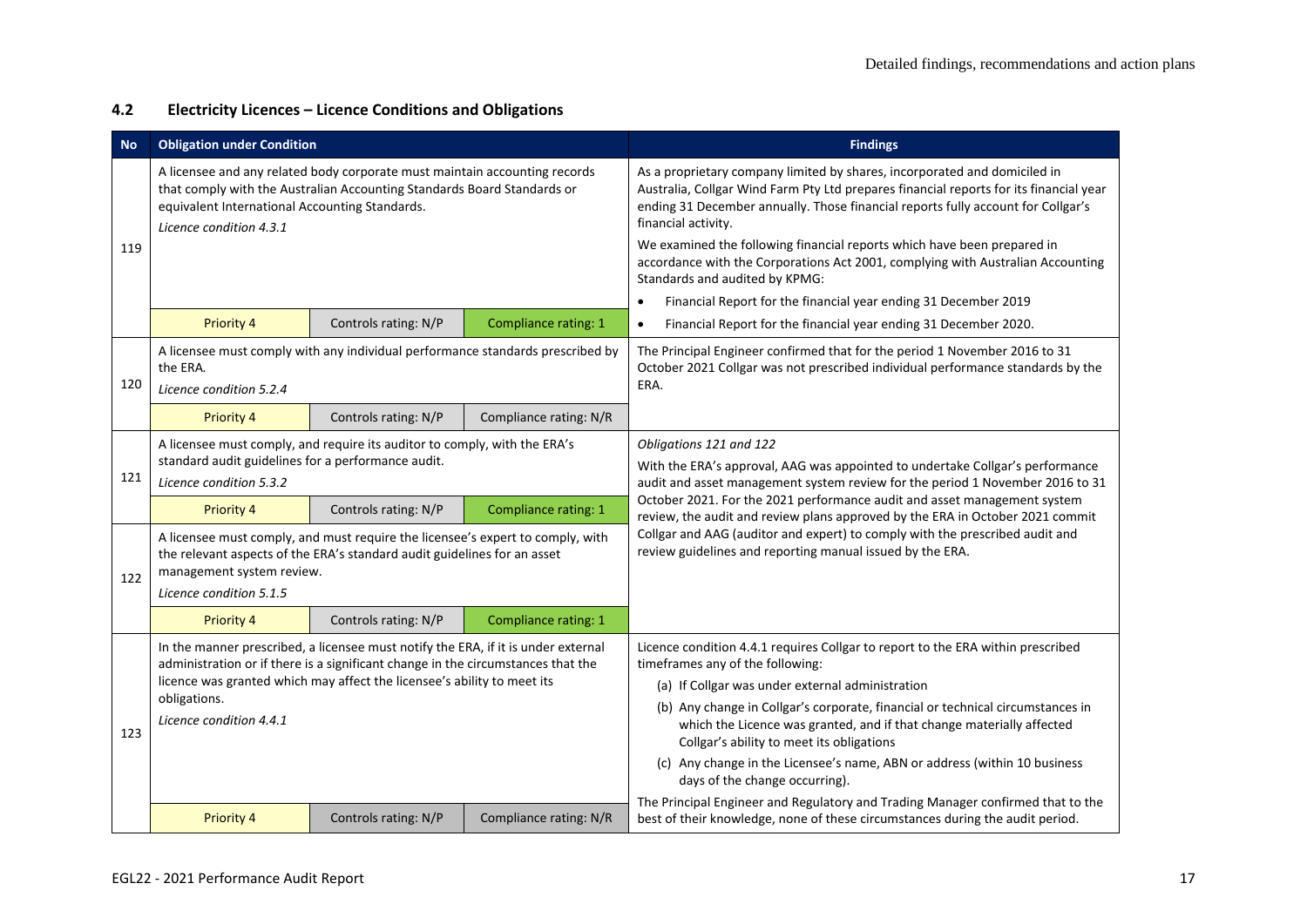## 4.2 Electricity Licences – Licence Conditions and Obligations

| No | Obligation under Condition | | | Findings |
|---|---|---|---|---|
| 119 | A licensee and any related body corporate must maintain accounting records that comply with the Australian Accounting Standards Board Standards or equivalent International Accounting Standards.<br>*Licence condition 4.3.1* | | | As a proprietary company limited by shares, incorporated and domiciled in Australia, Collgar Wind Farm Pty Ltd prepares financial reports for its financial year ending 31 December annually. Those financial reports fully account for Collgar's financial activity.<br>We examined the following financial reports which have been prepared in accordance with the Corporations Act 2001, complying with Australian Accounting Standards and audited by KPMG:<br>• Financial Report for the financial year ending 31 December 2019<br>• Financial Report for the financial year ending 31 December 2020. |
| | Priority 4 | Controls rating: N/P | Compliance rating: 1 | |
| 120 | A licensee must comply with any individual performance standards prescribed by the ERA.<br>*Licence condition 5.2.4* | | | The Principal Engineer confirmed that for the period 1 November 2016 to 31 October 2021 Collgar was not prescribed individual performance standards by the ERA. |
| | Priority 4 | Controls rating: N/P | Compliance rating: N/R | |
| 121 | A licensee must comply, and require its auditor to comply, with the ERA's standard audit guidelines for a performance audit.<br>*Licence condition 5.3.2* | | | *Obligations 121 and 122*<br>With the ERA's approval, AAG was appointed to undertake Collgar's performance audit and asset management system review for the period 1 November 2016 to 31 October 2021. For the 2021 performance audit and asset management system review, the audit and review plans approved by the ERA in October 2021 commit Collgar and AAG (auditor and expert) to comply with the prescribed audit and review guidelines and reporting manual issued by the ERA. |
| | Priority 4 | Controls rating: N/P | Compliance rating: 1 | |
| 122 | A licensee must comply, and must require the licensee's expert to comply, with the relevant aspects of the ERA's standard audit guidelines for an asset management system review.<br>*Licence condition 5.1.5* | | | |
| | Priority 4 | Controls rating: N/P | Compliance rating: 1 | |
| 123 | In the manner prescribed, a licensee must notify the ERA, if it is under external administration or if there is a significant change in the circumstances that the licence was granted which may affect the licensee's ability to meet its obligations.<br>*Licence condition 4.4.1* | | | Licence condition 4.4.1 requires Collgar to report to the ERA within prescribed timeframes any of the following:<br>(a) If Collgar was under external administration<br>(b) Any change in Collgar's corporate, financial or technical circumstances in which the Licence was granted, and if that change materially affected Collgar's ability to meet its obligations<br>(c) Any change in the Licensee's name, ABN or address (within 10 business days of the change occurring).<br>The Principal Engineer and Regulatory and Trading Manager confirmed that to the best of their knowledge, none of these circumstances during the audit period. |
| | Priority 4 | Controls rating: N/P | Compliance rating: N/R | |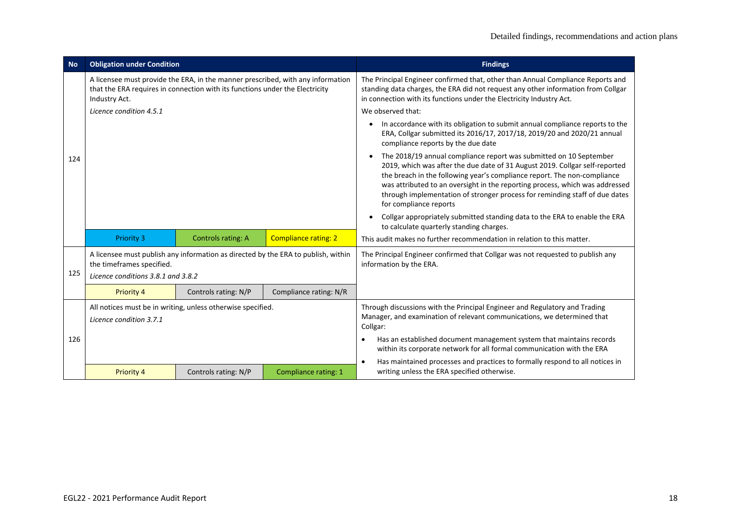| No | Obligation under Condition | | | Findings |
|---|---|---|---|---|
| 124 | A licensee must provide the ERA, in the manner prescribed, with any information that the ERA requires in connection with its functions under the Electricity Industry Act.<br>*Licence condition 4.5.1* | | | The Principal Engineer confirmed that, other than Annual Compliance Reports and standing data charges, the ERA did not request any other information from Collgar in connection with its functions under the Electricity Industry Act.<br>We observed that:<br>• In accordance with its obligation to submit annual compliance reports to the ERA, Collgar submitted its 2016/17, 2017/18, 2019/20 and 2020/21 annual compliance reports by the due date<br>• The 2018/19 annual compliance report was submitted on 10 September 2019, which was after the due date of 31 August 2019. Collgar self-reported the breach in the following year's compliance report. The non-compliance was attributed to an oversight in the reporting process, which was addressed through implementation of stronger process for reminding staff of due dates for compliance reports<br>• Collgar appropriately submitted standing data to the ERA to enable the ERA to calculate quarterly standing charges. |
| | Priority 3 | Controls rating: A | Compliance rating: 2 | This audit makes no further recommendation in relation to this matter. |
| 125 | A licensee must publish any information as directed by the ERA to publish, within the timeframes specified.<br>*Licence conditions 3.8.1 and 3.8.2* | | | The Principal Engineer confirmed that Collgar was not requested to publish any information by the ERA. |
| | Priority 4 | Controls rating: N/P | Compliance rating: N/R | |
| 126 | All notices must be in writing, unless otherwise specified.<br>*Licence condition 3.7.1* | | | Through discussions with the Principal Engineer and Regulatory and Trading Manager, and examination of relevant communications, we determined that Collgar:<br>• Has an established document management system that maintains records within its corporate network for all formal communication with the ERA<br>• Has maintained processes and practices to formally respond to all notices in writing unless the ERA specified otherwise. |
| | Priority 4 | Controls rating: N/P | Compliance rating: 1 | |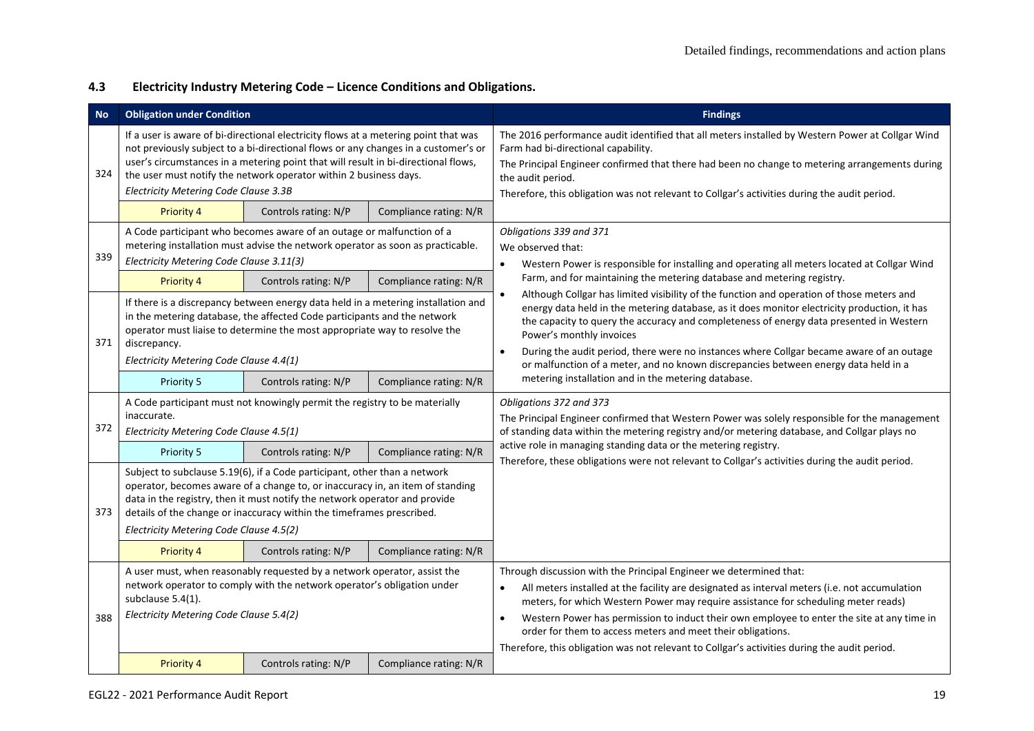## 4.3 Electricity Industry Metering Code – Licence Conditions and Obligations.

| No | Obligation under Condition | | | Findings |
|---|---|---|---|---|
| 324 | If a user is aware of bi-directional electricity flows at a metering point that was not previously subject to a bi-directional flows or any changes in a customer's or user's circumstances in a metering point that will result in bi-directional flows, the user must notify the network operator within 2 business days.<br>*Electricity Metering Code Clause 3.3B* | | | The 2016 performance audit identified that all meters installed by Western Power at Collgar Wind Farm had bi-directional capability.<br>The Principal Engineer confirmed that there had been no change to metering arrangements during the audit period.<br>Therefore, this obligation was not relevant to Collgar's activities during the audit period. |
| | Priority 4 | Controls rating: N/P | Compliance rating: N/R | |
| 339 | A Code participant who becomes aware of an outage or malfunction of a metering installation must advise the network operator as soon as practicable.<br>*Electricity Metering Code Clause 3.11(3)* | | | *Obligations 339 and 371*<br>We observed that:<br>• Western Power is responsible for installing and operating all meters located at Collgar Wind Farm, and for maintaining the metering database and metering registry.<br>• Although Collgar has limited visibility of the function and operation of those meters and energy data held in the metering database, as it does monitor electricity production, it has the capacity to query the accuracy and completeness of energy data presented in Western Power's monthly invoices<br>• During the audit period, there were no instances where Collgar became aware of an outage or malfunction of a meter, and no known discrepancies between energy data held in a metering installation and in the metering database. |
| | Priority 4 | Controls rating: N/P | Compliance rating: N/R | |
| 371 | If there is a discrepancy between energy data held in a metering installation and in the metering database, the affected Code participants and the network operator must liaise to determine the most appropriate way to resolve the discrepancy.<br>*Electricity Metering Code Clause 4.4(1)* | | | |
| | Priority 5 | Controls rating: N/P | Compliance rating: N/R | |
| 372 | A Code participant must not knowingly permit the registry to be materially inaccurate.<br>*Electricity Metering Code Clause 4.5(1)* | | | *Obligations 372 and 373*<br>The Principal Engineer confirmed that Western Power was solely responsible for the management of standing data within the metering registry and/or metering database, and Collgar plays no active role in managing standing data or the metering registry.<br>Therefore, these obligations were not relevant to Collgar's activities during the audit period. |
| | Priority 5 | Controls rating: N/P | Compliance rating: N/R | |
| 373 | Subject to subclause 5.19(6), if a Code participant, other than a network operator, becomes aware of a change to, or inaccuracy in, an item of standing data in the registry, then it must notify the network operator and provide details of the change or inaccuracy within the timeframes prescribed.<br>*Electricity Metering Code Clause 4.5(2)* | | | |
| | Priority 4 | Controls rating: N/P | Compliance rating: N/R | |
| 388 | A user must, when reasonably requested by a network operator, assist the network operator to comply with the network operator's obligation under subclause 5.4(1).<br>*Electricity Metering Code Clause 5.4(2)* | | | Through discussion with the Principal Engineer we determined that:<br>• All meters installed at the facility are designated as interval meters (i.e. not accumulation meters, for which Western Power may require assistance for scheduling meter reads)<br>• Western Power has permission to induct their own employee to enter the site at any time in order for them to access meters and meet their obligations.<br>Therefore, this obligation was not relevant to Collgar's activities during the audit period. |
| | Priority 4 | Controls rating: N/P | Compliance rating: N/R | |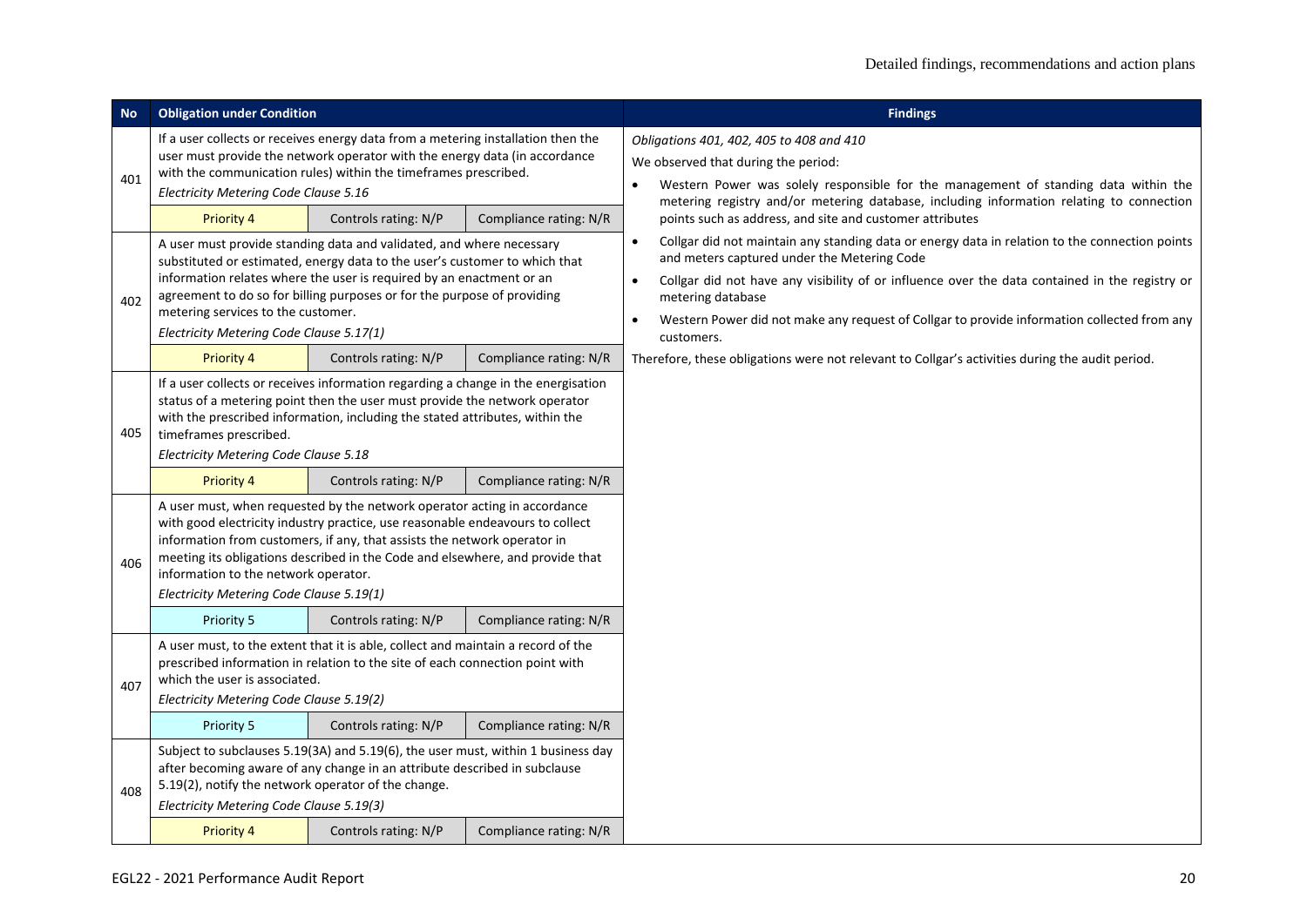| No | Obligation under Condition | | | Findings |
|---|---|---|---|---|
| 401 | If a user collects or receives energy data from a metering installation then the user must provide the network operator with the energy data (in accordance with the communication rules) within the timeframes prescribed.<br>*Electricity Metering Code Clause 5.16* | | | *Obligations 401, 402, 405 to 408 and 410*<br>We observed that during the period:<br>• Western Power was solely responsible for the management of standing data within the metering registry and/or metering database, including information relating to connection points such as address, and site and customer attributes<br>• Collgar did not maintain any standing data or energy data in relation to the connection points and meters captured under the Metering Code<br>• Collgar did not have any visibility of or influence over the data contained in the registry or metering database<br>• Western Power did not make any request of Collgar to provide information collected from any customers.<br>Therefore, these obligations were not relevant to Collgar's activities during the audit period. |
| | Priority 4 | Controls rating: N/P | Compliance rating: N/R | |
| 402 | A user must provide standing data and validated, and where necessary substituted or estimated, energy data to the user's customer to which that information relates where the user is required by an enactment or an agreement to do so for billing purposes or for the purpose of providing metering services to the customer.<br>*Electricity Metering Code Clause 5.17(1)* | | | |
| | Priority 4 | Controls rating: N/P | Compliance rating: N/R | |
| 405 | If a user collects or receives information regarding a change in the energisation status of a metering point then the user must provide the network operator with the prescribed information, including the stated attributes, within the timeframes prescribed.<br>*Electricity Metering Code Clause 5.18* | | | |
| | Priority 4 | Controls rating: N/P | Compliance rating: N/R | |
| 406 | A user must, when requested by the network operator acting in accordance with good electricity industry practice, use reasonable endeavours to collect information from customers, if any, that assists the network operator in meeting its obligations described in the Code and elsewhere, and provide that information to the network operator.<br>*Electricity Metering Code Clause 5.19(1)* | | | |
| | Priority 5 | Controls rating: N/P | Compliance rating: N/R | |
| 407 | A user must, to the extent that it is able, collect and maintain a record of the prescribed information in relation to the site of each connection point with which the user is associated.<br>*Electricity Metering Code Clause 5.19(2)* | | | |
| | Priority 5 | Controls rating: N/P | Compliance rating: N/R | |
| 408 | Subject to subclauses 5.19(3A) and 5.19(6), the user must, within 1 business day after becoming aware of any change in an attribute described in subclause 5.19(2), notify the network operator of the change.<br>*Electricity Metering Code Clause 5.19(3)* | | | |
| | Priority 4 | Controls rating: N/P | Compliance rating: N/R | |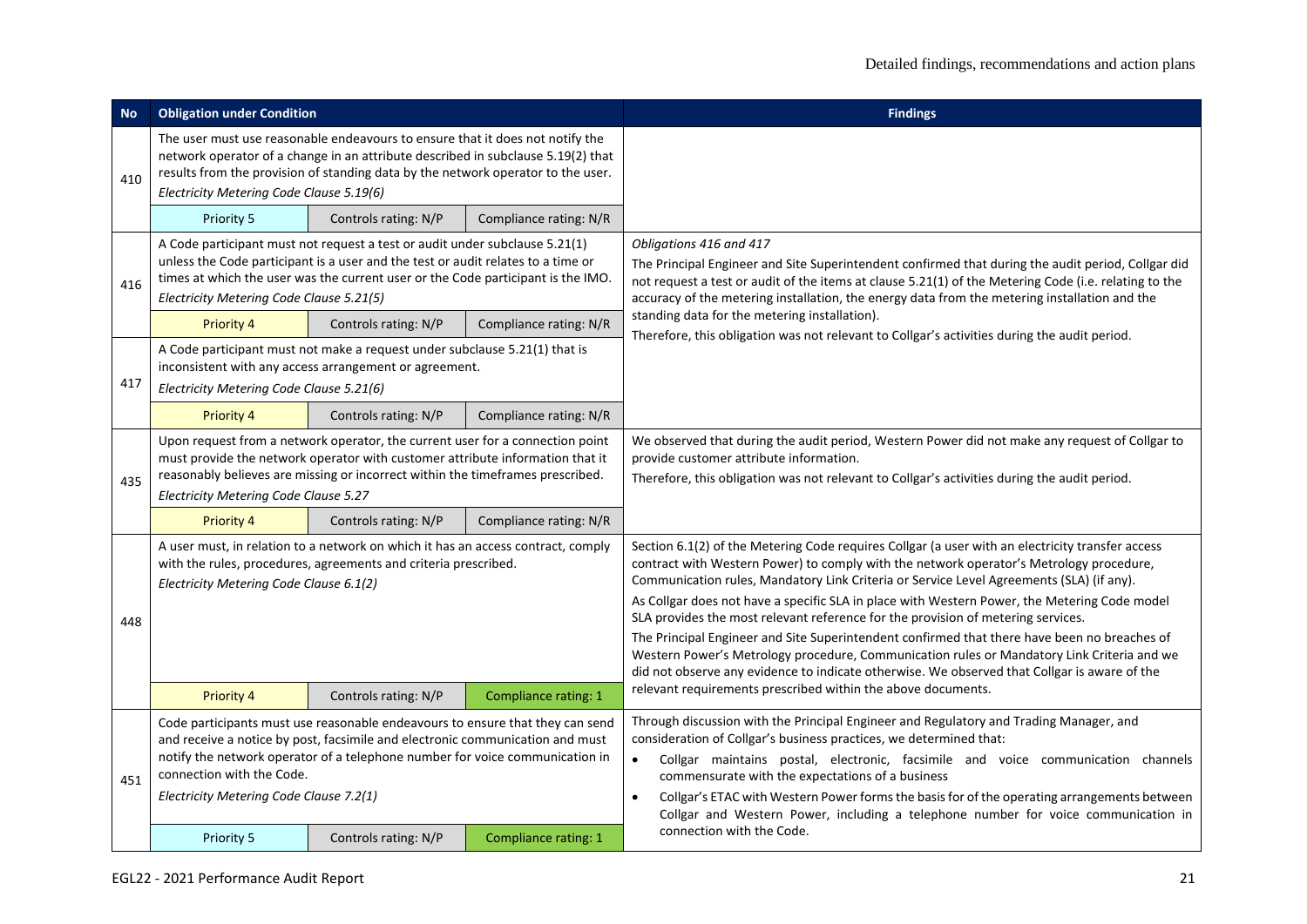| No | Obligation under Condition | | | Findings |
|---|---|---|---|---|
| 410 | The user must use reasonable endeavours to ensure that it does not notify the network operator of a change in an attribute described in subclause 5.19(2) that results from the provision of standing data by the network operator to the user. *Electricity Metering Code Clause 5.19(6)* | | | |
| | Priority 5 | Controls rating: N/P | Compliance rating: N/R | |
| 416 | A Code participant must not request a test or audit under subclause 5.21(1) unless the Code participant is a user and the test or audit relates to a time or times at which the user was the current user or the Code participant is the IMO. *Electricity Metering Code Clause 5.21(5)* | | | *Obligations 416 and 417*<br>The Principal Engineer and Site Superintendent confirmed that during the audit period, Collgar did not request a test or audit of the items at clause 5.21(1) of the Metering Code (i.e. relating to the accuracy of the metering installation, the energy data from the metering installation and the standing data for the metering installation).<br>Therefore, this obligation was not relevant to Collgar's activities during the audit period. |
| | Priority 4 | Controls rating: N/P | Compliance rating: N/R | |
| 417 | A Code participant must not make a request under subclause 5.21(1) that is inconsistent with any access arrangement or agreement. *Electricity Metering Code Clause 5.21(6)* | | | |
| | Priority 4 | Controls rating: N/P | Compliance rating: N/R | |
| 435 | Upon request from a network operator, the current user for a connection point must provide the network operator with customer attribute information that it reasonably believes are missing or incorrect within the timeframes prescribed. *Electricity Metering Code Clause 5.27* | | | We observed that during the audit period, Western Power did not make any request of Collgar to provide customer attribute information.<br>Therefore, this obligation was not relevant to Collgar's activities during the audit period. |
| | Priority 4 | Controls rating: N/P | Compliance rating: N/R | |
| 448 | A user must, in relation to a network on which it has an access contract, comply with the rules, procedures, agreements and criteria prescribed. *Electricity Metering Code Clause 6.1(2)* | | | Section 6.1(2) of the Metering Code requires Collgar (a user with an electricity transfer access contract with Western Power) to comply with the network operator's Metrology procedure, Communication rules, Mandatory Link Criteria or Service Level Agreements (SLA) (if any).<br>As Collgar does not have a specific SLA in place with Western Power, the Metering Code model SLA provides the most relevant reference for the provision of metering services.<br>The Principal Engineer and Site Superintendent confirmed that there have been no breaches of Western Power's Metrology procedure, Communication rules or Mandatory Link Criteria and we did not observe any evidence to indicate otherwise. We observed that Collgar is aware of the relevant requirements prescribed within the above documents. |
| | Priority 4 | Controls rating: N/P | Compliance rating: 1 | |
| 451 | Code participants must use reasonable endeavours to ensure that they can send and receive a notice by post, facsimile and electronic communication and must notify the network operator of a telephone number for voice communication in connection with the Code. *Electricity Metering Code Clause 7.2(1)* | | | Through discussion with the Principal Engineer and Regulatory and Trading Manager, and consideration of Collgar's business practices, we determined that:<br>• Collgar maintains postal, electronic, facsimile and voice communication channels commensurate with the expectations of a business<br>• Collgar's ETAC with Western Power forms the basis for of the operating arrangements between Collgar and Western Power, including a telephone number for voice communication in connection with the Code. |
| | Priority 5 | Controls rating: N/P | Compliance rating: 1 | |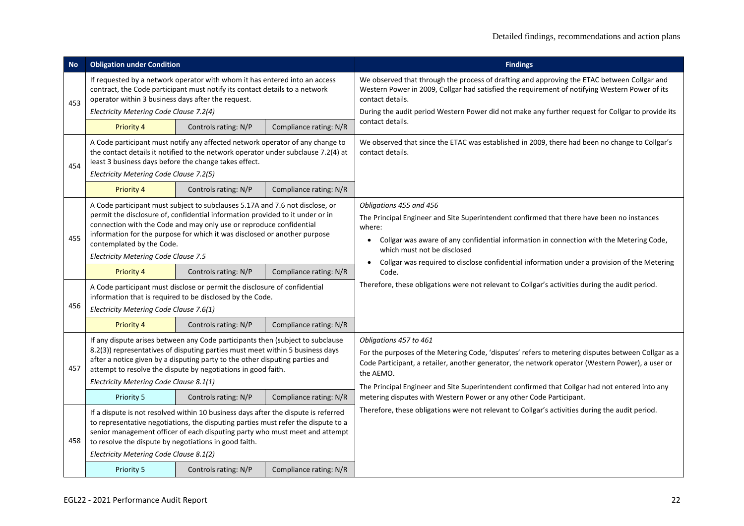| No | Obligation under Condition | | | Findings |
|---|---|---|---|---|
| 453 | If requested by a network operator with whom it has entered into an access contract, the Code participant must notify its contact details to a network operator within 3 business days after the request.<br>*Electricity Metering Code Clause 7.2(4)* | | | We observed that through the process of drafting and approving the ETAC between Collgar and Western Power in 2009, Collgar had satisfied the requirement of notifying Western Power of its contact details.<br>During the audit period Western Power did not make any further request for Collgar to provide its contact details. |
| | Priority 4 | Controls rating: N/P | Compliance rating: N/R | |
| 454 | A Code participant must notify any affected network operator of any change to the contact details it notified to the network operator under subclause 7.2(4) at least 3 business days before the change takes effect.<br>*Electricity Metering Code Clause 7.2(5)* | | | We observed that since the ETAC was established in 2009, there had been no change to Collgar's contact details. |
| | Priority 4 | Controls rating: N/P | Compliance rating: N/R | |
| 455 | A Code participant must subject to subclauses 5.17A and 7.6 not disclose, or permit the disclosure of, confidential information provided to it under or in connection with the Code and may only use or reproduce confidential information for the purpose for which it was disclosed or another purpose contemplated by the Code.<br>*Electricity Metering Code Clause 7.5* | | | *Obligations 455 and 456*<br>The Principal Engineer and Site Superintendent confirmed that there have been no instances where:<br>• Collgar was aware of any confidential information in connection with the Metering Code, which must not be disclosed<br>• Collgar was required to disclose confidential information under a provision of the Metering Code.<br>Therefore, these obligations were not relevant to Collgar's activities during the audit period. |
| | Priority 4 | Controls rating: N/P | Compliance rating: N/R | |
| 456 | A Code participant must disclose or permit the disclosure of confidential information that is required to be disclosed by the Code.<br>*Electricity Metering Code Clause 7.6(1)* | | | |
| | Priority 4 | Controls rating: N/P | Compliance rating: N/R | |
| 457 | If any dispute arises between any Code participants then (subject to subclause 8.2(3)) representatives of disputing parties must meet within 5 business days after a notice given by a disputing party to the other disputing parties and attempt to resolve the dispute by negotiations in good faith.<br>*Electricity Metering Code Clause 8.1(1)* | | | *Obligations 457 to 461*<br>For the purposes of the Metering Code, 'disputes' refers to metering disputes between Collgar as a Code Participant, a retailer, another generator, the network operator (Western Power), a user or the AEMO.<br>The Principal Engineer and Site Superintendent confirmed that Collgar had not entered into any metering disputes with Western Power or any other Code Participant.<br>Therefore, these obligations were not relevant to Collgar's activities during the audit period. |
| | Priority 5 | Controls rating: N/P | Compliance rating: N/R | |
| 458 | If a dispute is not resolved within 10 business days after the dispute is referred to representative negotiations, the disputing parties must refer the dispute to a senior management officer of each disputing party who must meet and attempt to resolve the dispute by negotiations in good faith.<br>*Electricity Metering Code Clause 8.1(2)* | | | |
| | Priority 5 | Controls rating: N/P | Compliance rating: N/R | |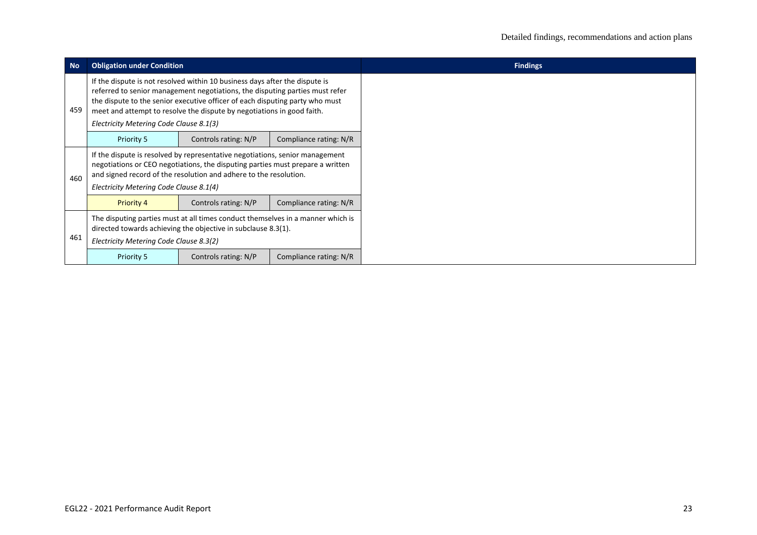| No | Obligation under Condition | | | Findings |
| --- | --- | --- | --- | --- |
| 459 | If the dispute is not resolved within 10 business days after the dispute is referred to senior management negotiations, the disputing parties must refer the dispute to the senior executive officer of each disputing party who must meet and attempt to resolve the dispute by negotiations in good faith.<br>*Electricity Metering Code Clause 8.1(3)* | | | |
| | Priority 5 | Controls rating: N/P | Compliance rating: N/R | |
| 460 | If the dispute is resolved by representative negotiations, senior management negotiations or CEO negotiations, the disputing parties must prepare a written and signed record of the resolution and adhere to the resolution.<br>*Electricity Metering Code Clause 8.1(4)* | | | |
| | Priority 4 | Controls rating: N/P | Compliance rating: N/R | |
| 461 | The disputing parties must at all times conduct themselves in a manner which is directed towards achieving the objective in subclause 8.3(1).<br>*Electricity Metering Code Clause 8.3(2)* | | | |
| | Priority 5 | Controls rating: N/P | Compliance rating: N/R | |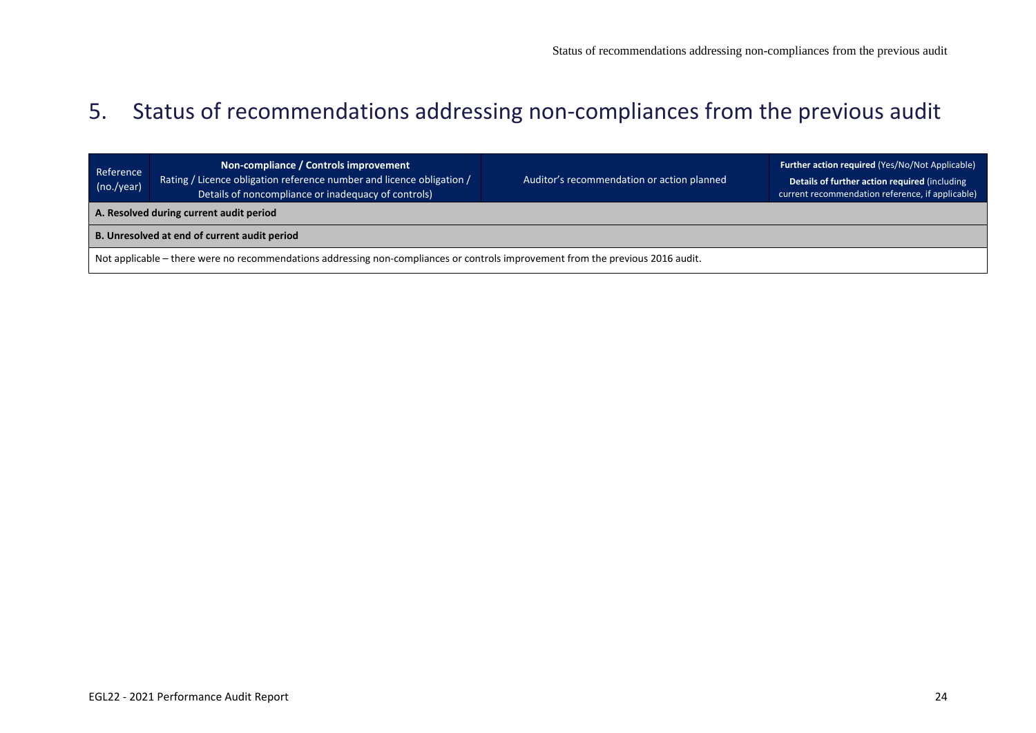# 5. Status of recommendations addressing non-compliances from the previous audit

| Reference (no./year) | **Non-compliance / Controls improvement** Rating / Licence obligation reference number and licence obligation / Details of noncompliance or inadequacy of controls) | Auditor's recommendation or action planned | **Further action required** (Yes/No/Not Applicable) **Details of further action required** (including current recommendation reference, if applicable) |
|---|---|---|---|
| **A. Resolved during current audit period** | | | |
| **B. Unresolved at end of current audit period** | | | |
| Not applicable – there were no recommendations addressing non-compliances or controls improvement from the previous 2016 audit. | | | |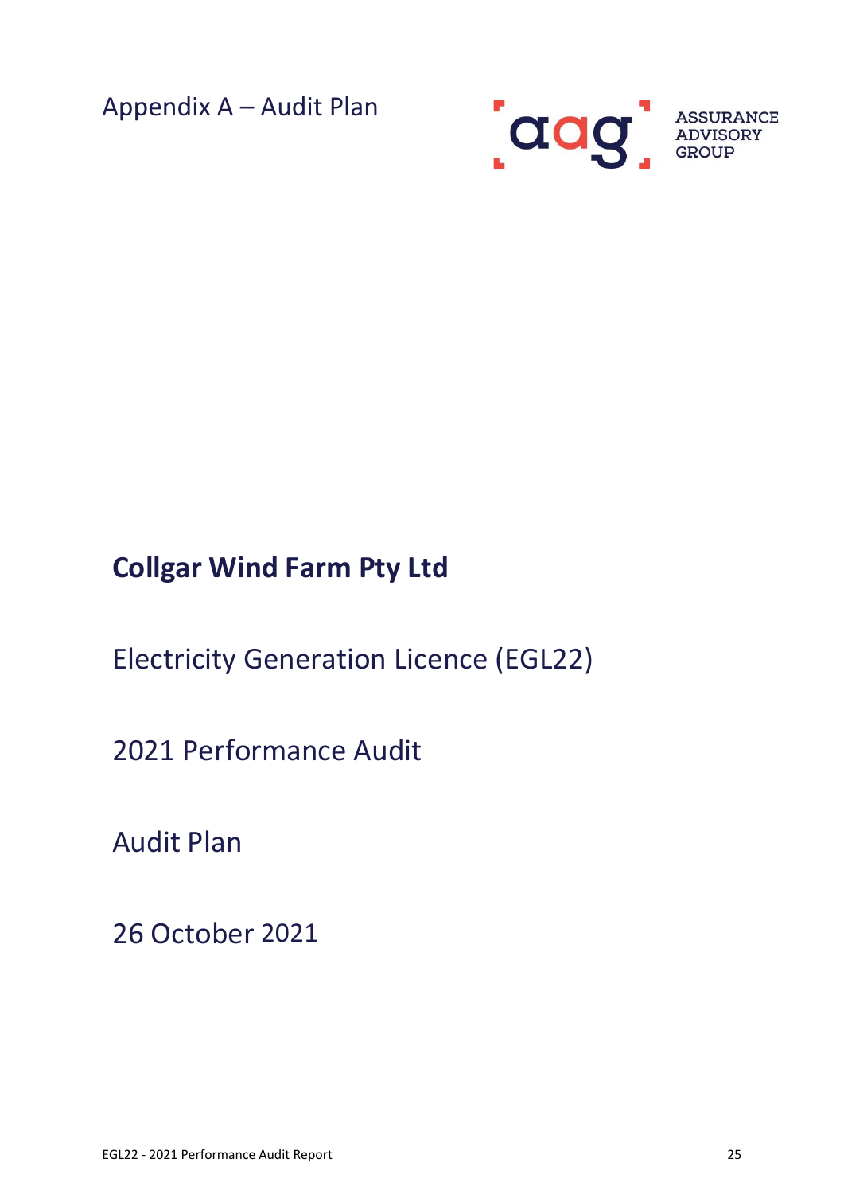# Appendix A – Audit Plan

ASSURANCE ADVISORY GROUP

## Collgar Wind Farm Pty Ltd

Electricity Generation Licence (EGL22)

2021 Performance Audit

Audit Plan

26 October 2021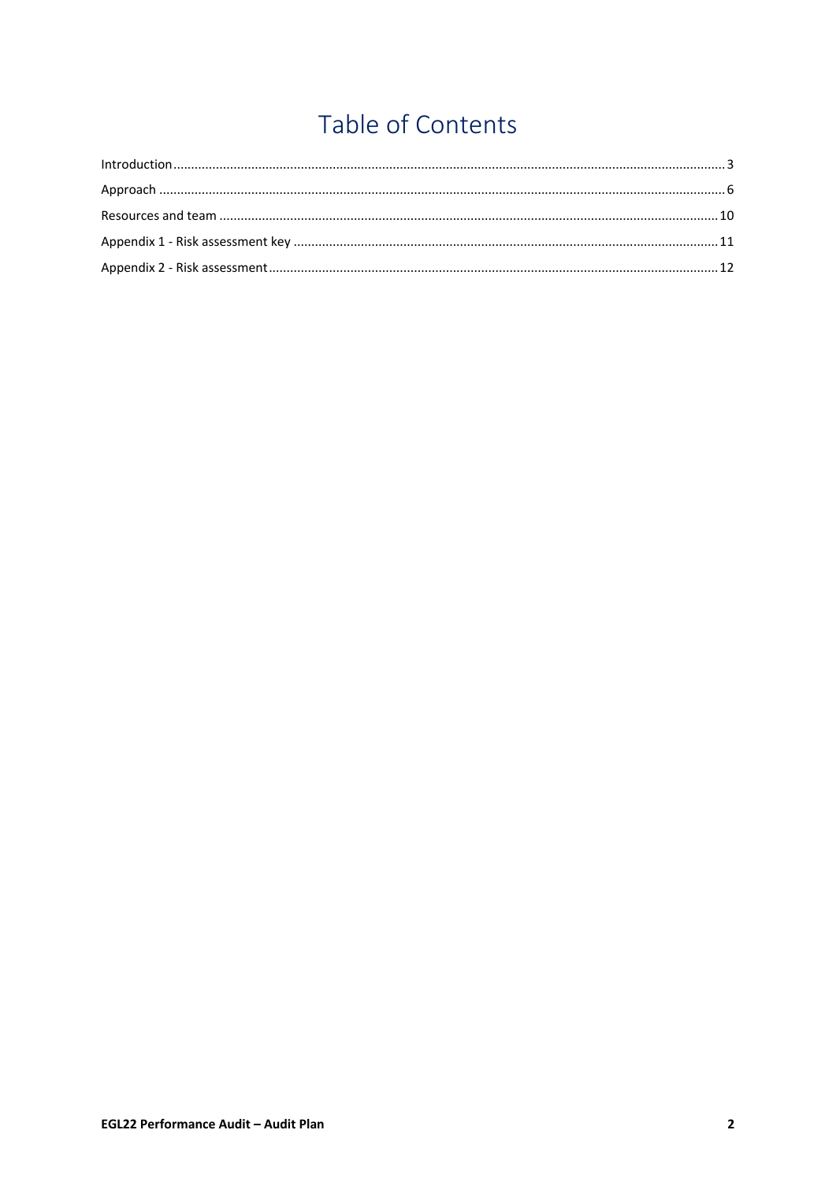# Table of Contents

Introduction ........................................................................................................................................................ 3

Approach ............................................................................................................................................................ 6

Resources and team ........................................................................................................................................ 10

Appendix 1 - Risk assessment key .................................................................................................................. 11

Appendix 2 - Risk assessment ......................................................................................................................... 12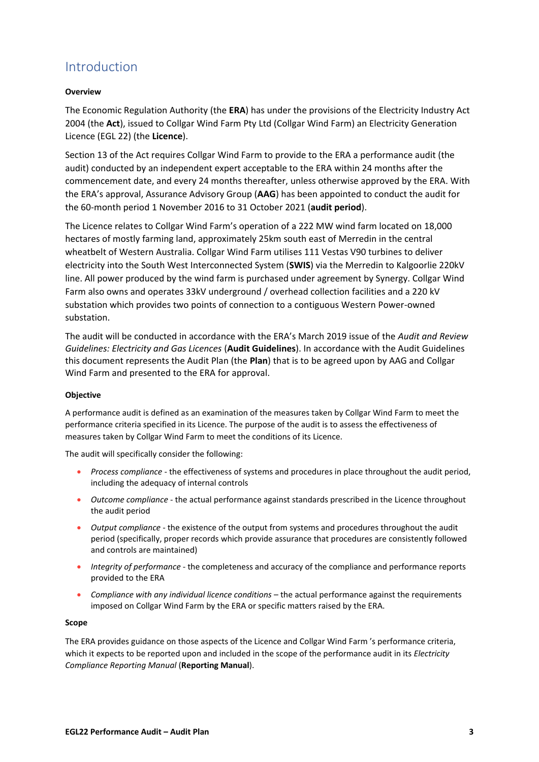# Introduction

**Overview**

The Economic Regulation Authority (the **ERA**) has under the provisions of the Electricity Industry Act 2004 (the **Act**), issued to Collgar Wind Farm Pty Ltd (Collgar Wind Farm) an Electricity Generation Licence (EGL 22) (the **Licence**).

Section 13 of the Act requires Collgar Wind Farm to provide to the ERA a performance audit (the audit) conducted by an independent expert acceptable to the ERA within 24 months after the commencement date, and every 24 months thereafter, unless otherwise approved by the ERA. With the ERA's approval, Assurance Advisory Group (**AAG**) has been appointed to conduct the audit for the 60-month period 1 November 2016 to 31 October 2021 (**audit period**).

The Licence relates to Collgar Wind Farm's operation of a 222 MW wind farm located on 18,000 hectares of mostly farming land, approximately 25km south east of Merredin in the central wheatbelt of Western Australia. Collgar Wind Farm utilises 111 Vestas V90 turbines to deliver electricity into the South West Interconnected System (**SWIS**) via the Merredin to Kalgoorlie 220kV line. All power produced by the wind farm is purchased under agreement by Synergy. Collgar Wind Farm also owns and operates 33kV underground / overhead collection facilities and a 220 kV substation which provides two points of connection to a contiguous Western Power-owned substation.

The audit will be conducted in accordance with the ERA's March 2019 issue of the *Audit and Review Guidelines: Electricity and Gas Licences* (**Audit Guidelines**). In accordance with the Audit Guidelines this document represents the Audit Plan (the **Plan**) that is to be agreed upon by AAG and Collgar Wind Farm and presented to the ERA for approval.

**Objective**

A performance audit is defined as an examination of the measures taken by Collgar Wind Farm to meet the performance criteria specified in its Licence. The purpose of the audit is to assess the effectiveness of measures taken by Collgar Wind Farm to meet the conditions of its Licence.

The audit will specifically consider the following:

- *Process compliance* - the effectiveness of systems and procedures in place throughout the audit period, including the adequacy of internal controls
- *Outcome compliance* - the actual performance against standards prescribed in the Licence throughout the audit period
- *Output compliance* - the existence of the output from systems and procedures throughout the audit period (specifically, proper records which provide assurance that procedures are consistently followed and controls are maintained)
- *Integrity of performance* - the completeness and accuracy of the compliance and performance reports provided to the ERA
- *Compliance with any individual licence conditions* – the actual performance against the requirements imposed on Collgar Wind Farm by the ERA or specific matters raised by the ERA.

**Scope**

The ERA provides guidance on those aspects of the Licence and Collgar Wind Farm 's performance criteria, which it expects to be reported upon and included in the scope of the performance audit in its *Electricity Compliance Reporting Manual* (**Reporting Manual**).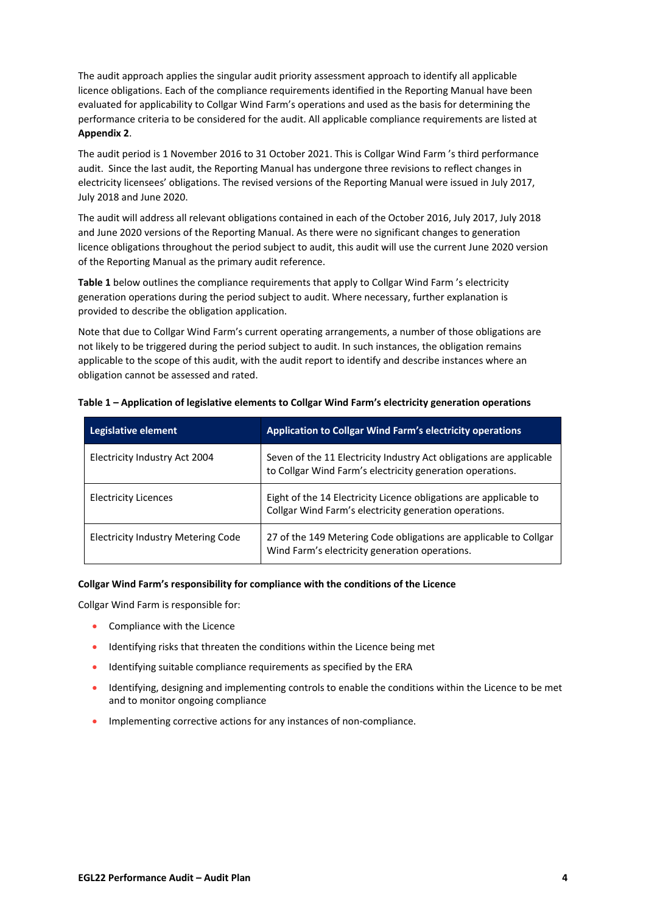The audit approach applies the singular audit priority assessment approach to identify all applicable licence obligations. Each of the compliance requirements identified in the Reporting Manual have been evaluated for applicability to Collgar Wind Farm's operations and used as the basis for determining the performance criteria to be considered for the audit. All applicable compliance requirements are listed at **Appendix 2**.

The audit period is 1 November 2016 to 31 October 2021. This is Collgar Wind Farm 's third performance audit. Since the last audit, the Reporting Manual has undergone three revisions to reflect changes in electricity licensees' obligations. The revised versions of the Reporting Manual were issued in July 2017, July 2018 and June 2020.

The audit will address all relevant obligations contained in each of the October 2016, July 2017, July 2018 and June 2020 versions of the Reporting Manual. As there were no significant changes to generation licence obligations throughout the period subject to audit, this audit will use the current June 2020 version of the Reporting Manual as the primary audit reference.

**Table 1** below outlines the compliance requirements that apply to Collgar Wind Farm 's electricity generation operations during the period subject to audit. Where necessary, further explanation is provided to describe the obligation application.

Note that due to Collgar Wind Farm's current operating arrangements, a number of those obligations are not likely to be triggered during the period subject to audit. In such instances, the obligation remains applicable to the scope of this audit, with the audit report to identify and describe instances where an obligation cannot be assessed and rated.

**Table 1 – Application of legislative elements to Collgar Wind Farm's electricity generation operations**

| Legislative element | Application to Collgar Wind Farm's electricity operations |
|---|---|
| Electricity Industry Act 2004 | Seven of the 11 Electricity Industry Act obligations are applicable to Collgar Wind Farm's electricity generation operations. |
| Electricity Licences | Eight of the 14 Electricity Licence obligations are applicable to Collgar Wind Farm's electricity generation operations. |
| Electricity Industry Metering Code | 27 of the 149 Metering Code obligations are applicable to Collgar Wind Farm's electricity generation operations. |

**Collgar Wind Farm's responsibility for compliance with the conditions of the Licence**

Collgar Wind Farm is responsible for:

- Compliance with the Licence
- Identifying risks that threaten the conditions within the Licence being met
- Identifying suitable compliance requirements as specified by the ERA
- Identifying, designing and implementing controls to enable the conditions within the Licence to be met and to monitor ongoing compliance
- Implementing corrective actions for any instances of non-compliance.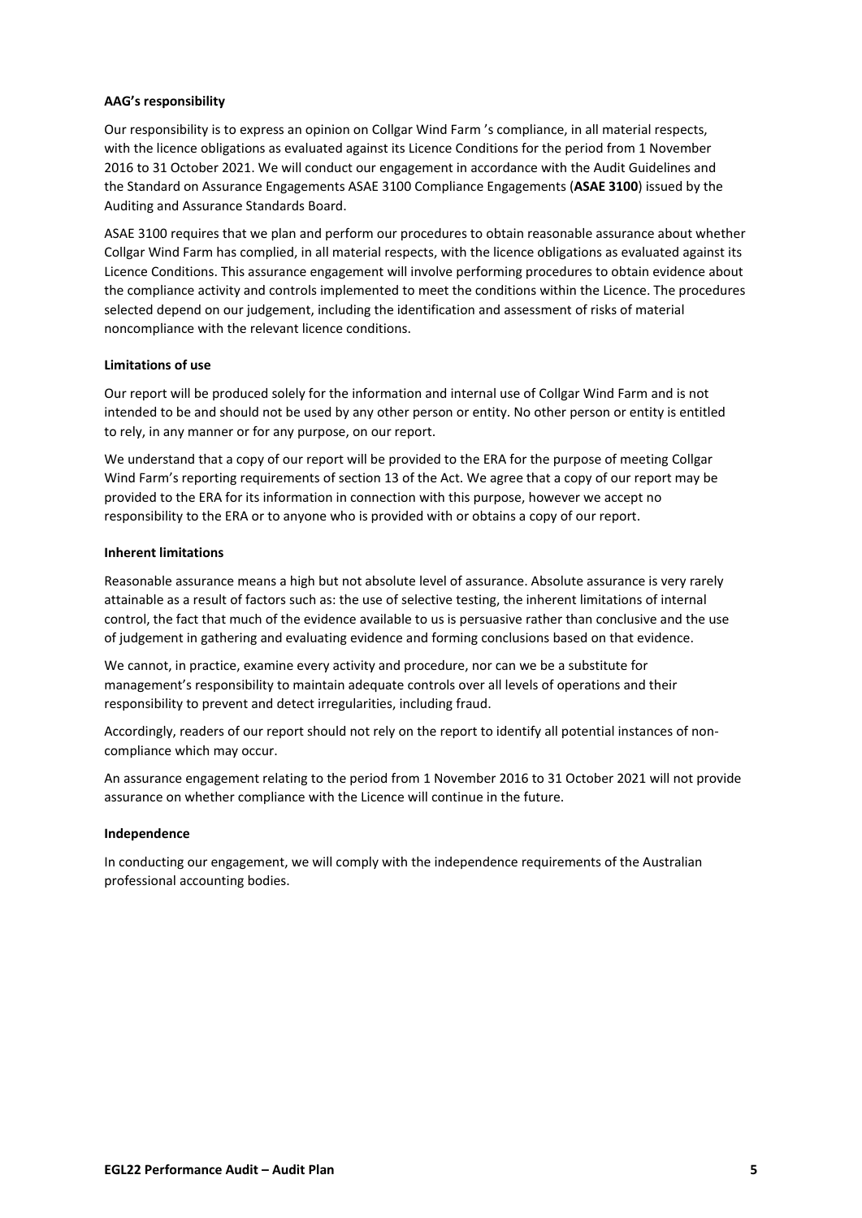**AAG's responsibility**

Our responsibility is to express an opinion on Collgar Wind Farm 's compliance, in all material respects, with the licence obligations as evaluated against its Licence Conditions for the period from 1 November 2016 to 31 October 2021. We will conduct our engagement in accordance with the Audit Guidelines and the Standard on Assurance Engagements ASAE 3100 Compliance Engagements (**ASAE 3100**) issued by the Auditing and Assurance Standards Board.

ASAE 3100 requires that we plan and perform our procedures to obtain reasonable assurance about whether Collgar Wind Farm has complied, in all material respects, with the licence obligations as evaluated against its Licence Conditions. This assurance engagement will involve performing procedures to obtain evidence about the compliance activity and controls implemented to meet the conditions within the Licence. The procedures selected depend on our judgement, including the identification and assessment of risks of material noncompliance with the relevant licence conditions.

**Limitations of use**

Our report will be produced solely for the information and internal use of Collgar Wind Farm and is not intended to be and should not be used by any other person or entity. No other person or entity is entitled to rely, in any manner or for any purpose, on our report.

We understand that a copy of our report will be provided to the ERA for the purpose of meeting Collgar Wind Farm's reporting requirements of section 13 of the Act. We agree that a copy of our report may be provided to the ERA for its information in connection with this purpose, however we accept no responsibility to the ERA or to anyone who is provided with or obtains a copy of our report.

**Inherent limitations**

Reasonable assurance means a high but not absolute level of assurance. Absolute assurance is very rarely attainable as a result of factors such as: the use of selective testing, the inherent limitations of internal control, the fact that much of the evidence available to us is persuasive rather than conclusive and the use of judgement in gathering and evaluating evidence and forming conclusions based on that evidence.

We cannot, in practice, examine every activity and procedure, nor can we be a substitute for management's responsibility to maintain adequate controls over all levels of operations and their responsibility to prevent and detect irregularities, including fraud.

Accordingly, readers of our report should not rely on the report to identify all potential instances of non-compliance which may occur.

An assurance engagement relating to the period from 1 November 2016 to 31 October 2021 will not provide assurance on whether compliance with the Licence will continue in the future.

**Independence**

In conducting our engagement, we will comply with the independence requirements of the Australian professional accounting bodies.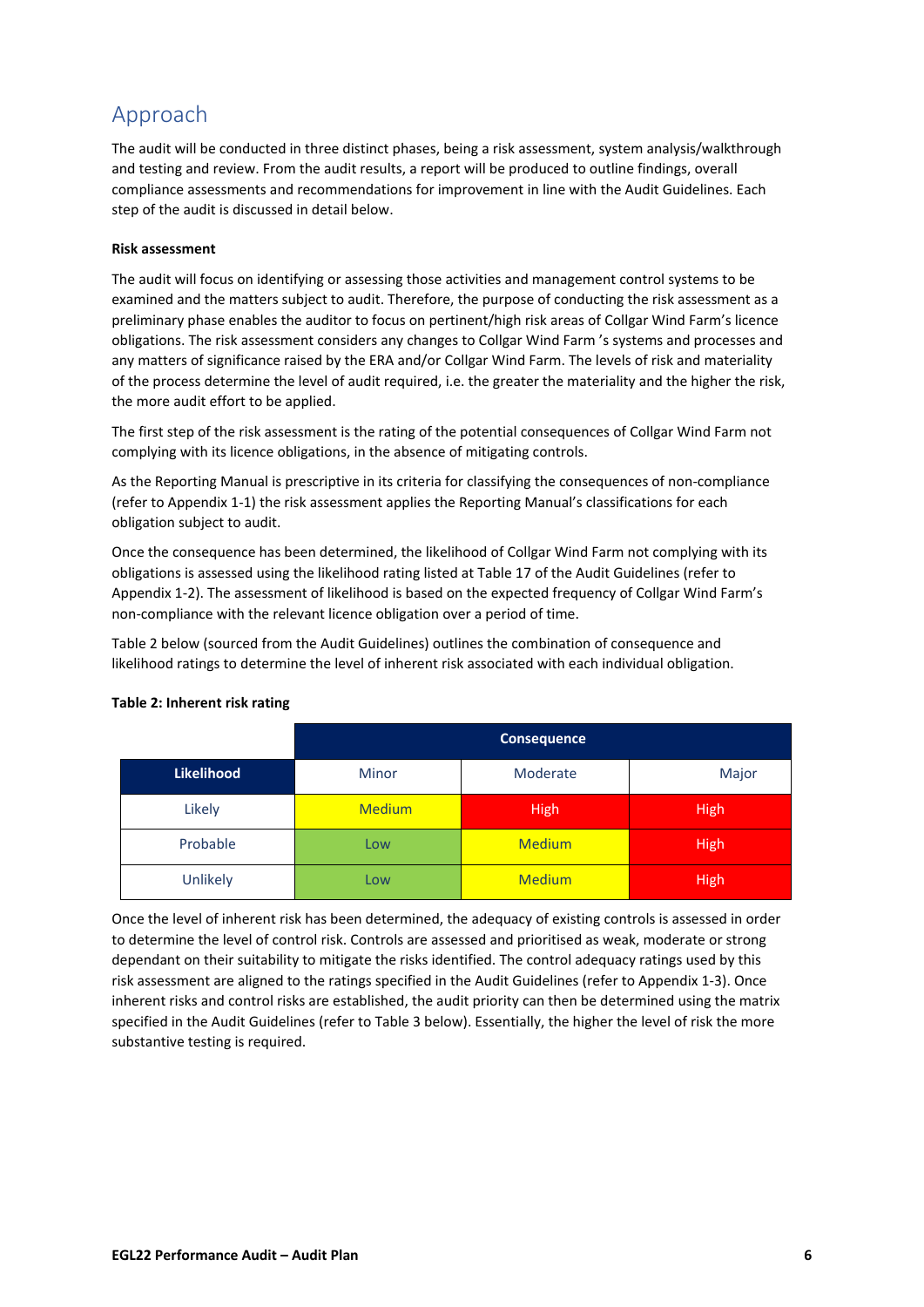## Approach

The audit will be conducted in three distinct phases, being a risk assessment, system analysis/walkthrough and testing and review. From the audit results, a report will be produced to outline findings, overall compliance assessments and recommendations for improvement in line with the Audit Guidelines. Each step of the audit is discussed in detail below.

**Risk assessment**

The audit will focus on identifying or assessing those activities and management control systems to be examined and the matters subject to audit. Therefore, the purpose of conducting the risk assessment as a preliminary phase enables the auditor to focus on pertinent/high risk areas of Collgar Wind Farm's licence obligations. The risk assessment considers any changes to Collgar Wind Farm 's systems and processes and any matters of significance raised by the ERA and/or Collgar Wind Farm. The levels of risk and materiality of the process determine the level of audit required, i.e. the greater the materiality and the higher the risk, the more audit effort to be applied.

The first step of the risk assessment is the rating of the potential consequences of Collgar Wind Farm not complying with its licence obligations, in the absence of mitigating controls.

As the Reporting Manual is prescriptive in its criteria for classifying the consequences of non-compliance (refer to Appendix 1-1) the risk assessment applies the Reporting Manual's classifications for each obligation subject to audit.

Once the consequence has been determined, the likelihood of Collgar Wind Farm not complying with its obligations is assessed using the likelihood rating listed at Table 17 of the Audit Guidelines (refer to Appendix 1-2). The assessment of likelihood is based on the expected frequency of Collgar Wind Farm's non-compliance with the relevant licence obligation over a period of time.

Table 2 below (sourced from the Audit Guidelines) outlines the combination of consequence and likelihood ratings to determine the level of inherent risk associated with each individual obligation.

**Table 2: Inherent risk rating**

| | Consequence | | |
|---|---|---|---|
| **Likelihood** | Minor | Moderate | Major |
| Likely | Medium | High | High |
| Probable | Low | Medium | High |
| Unlikely | Low | Medium | High |

Once the level of inherent risk has been determined, the adequacy of existing controls is assessed in order to determine the level of control risk. Controls are assessed and prioritised as weak, moderate or strong dependant on their suitability to mitigate the risks identified. The control adequacy ratings used by this risk assessment are aligned to the ratings specified in the Audit Guidelines (refer to Appendix 1-3). Once inherent risks and control risks are established, the audit priority can then be determined using the matrix specified in the Audit Guidelines (refer to Table 3 below). Essentially, the higher the level of risk the more substantive testing is required.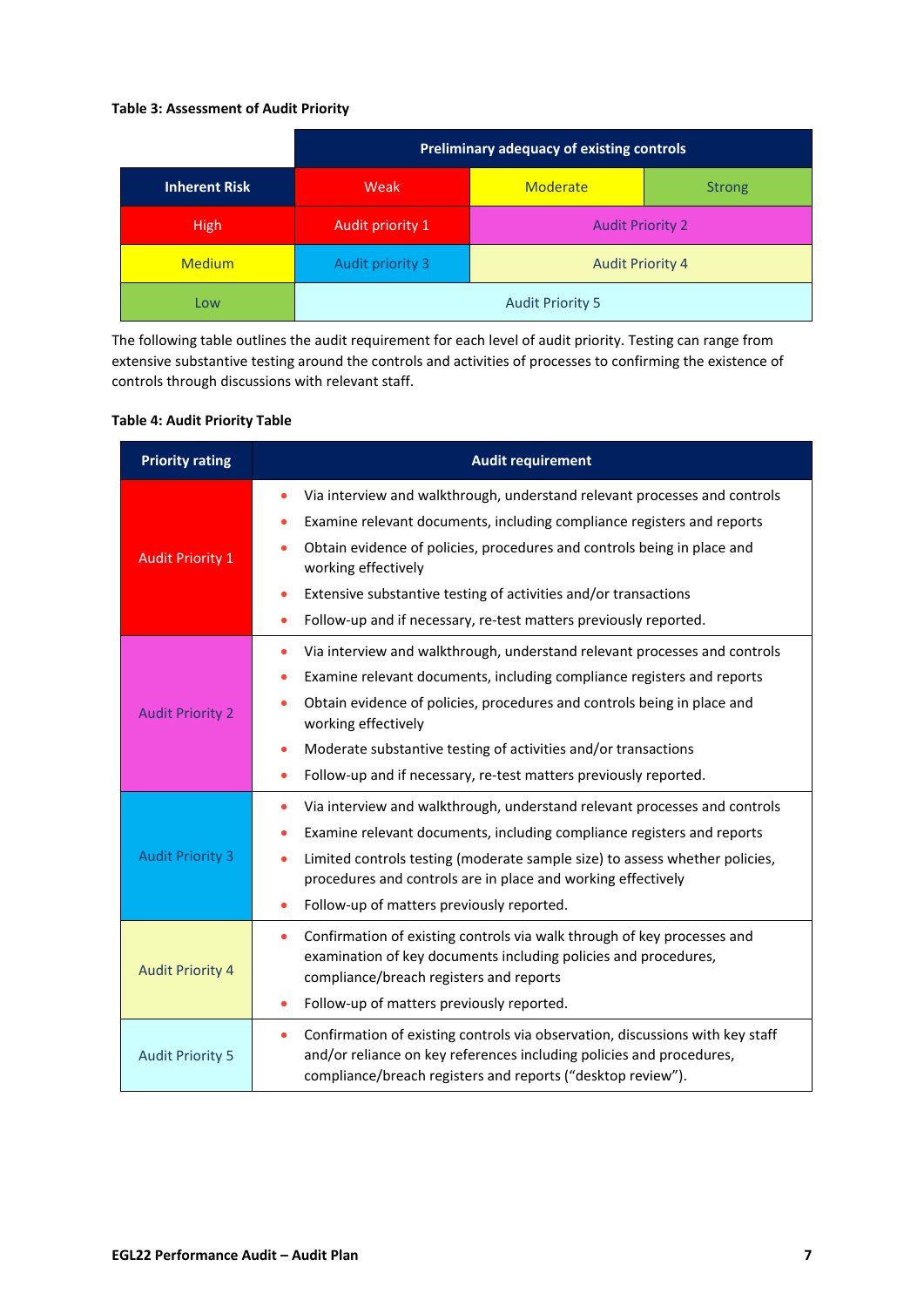**Table 3: Assessment of Audit Priority**

| | Preliminary adequacy of existing controls | | |
|---|---|---|---|
| **Inherent Risk** | Weak | Moderate | Strong |
| High | Audit priority 1 | Audit Priority 2 | |
| Medium | Audit priority 3 | Audit Priority 4 | |
| Low | Audit Priority 5 | | |

The following table outlines the audit requirement for each level of audit priority. Testing can range from extensive substantive testing around the controls and activities of processes to confirming the existence of controls through discussions with relevant staff.

**Table 4: Audit Priority Table**

| Priority rating | Audit requirement |
|---|---|
| Audit Priority 1 | • Via interview and walkthrough, understand relevant processes and controls<br>• Examine relevant documents, including compliance registers and reports<br>• Obtain evidence of policies, procedures and controls being in place and working effectively<br>• Extensive substantive testing of activities and/or transactions<br>• Follow-up and if necessary, re-test matters previously reported. |
| Audit Priority 2 | • Via interview and walkthrough, understand relevant processes and controls<br>• Examine relevant documents, including compliance registers and reports<br>• Obtain evidence of policies, procedures and controls being in place and working effectively<br>• Moderate substantive testing of activities and/or transactions<br>• Follow-up and if necessary, re-test matters previously reported. |
| Audit Priority 3 | • Via interview and walkthrough, understand relevant processes and controls<br>• Examine relevant documents, including compliance registers and reports<br>• Limited controls testing (moderate sample size) to assess whether policies, procedures and controls are in place and working effectively<br>• Follow-up of matters previously reported. |
| Audit Priority 4 | • Confirmation of existing controls via walk through of key processes and examination of key documents including policies and procedures, compliance/breach registers and reports<br>• Follow-up of matters previously reported. |
| Audit Priority 5 | • Confirmation of existing controls via observation, discussions with key staff and/or reliance on key references including policies and procedures, compliance/breach registers and reports ("desktop review"). |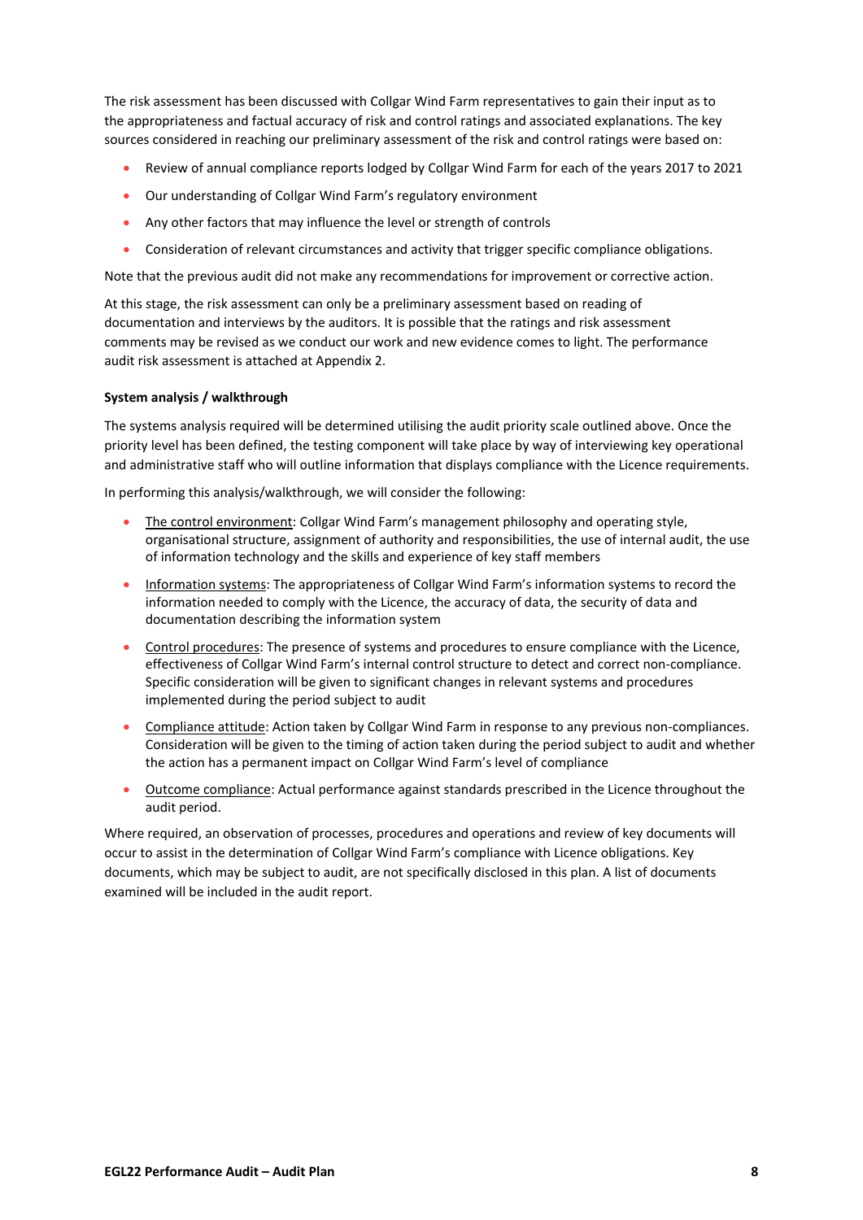The risk assessment has been discussed with Collgar Wind Farm representatives to gain their input as to the appropriateness and factual accuracy of risk and control ratings and associated explanations. The key sources considered in reaching our preliminary assessment of the risk and control ratings were based on:

- Review of annual compliance reports lodged by Collgar Wind Farm for each of the years 2017 to 2021
- Our understanding of Collgar Wind Farm's regulatory environment
- Any other factors that may influence the level or strength of controls
- Consideration of relevant circumstances and activity that trigger specific compliance obligations.

Note that the previous audit did not make any recommendations for improvement or corrective action.

At this stage, the risk assessment can only be a preliminary assessment based on reading of documentation and interviews by the auditors. It is possible that the ratings and risk assessment comments may be revised as we conduct our work and new evidence comes to light. The performance audit risk assessment is attached at Appendix 2.

**System analysis / walkthrough**

The systems analysis required will be determined utilising the audit priority scale outlined above. Once the priority level has been defined, the testing component will take place by way of interviewing key operational and administrative staff who will outline information that displays compliance with the Licence requirements.

In performing this analysis/walkthrough, we will consider the following:

- The control environment: Collgar Wind Farm's management philosophy and operating style, organisational structure, assignment of authority and responsibilities, the use of internal audit, the use of information technology and the skills and experience of key staff members
- Information systems: The appropriateness of Collgar Wind Farm's information systems to record the information needed to comply with the Licence, the accuracy of data, the security of data and documentation describing the information system
- Control procedures: The presence of systems and procedures to ensure compliance with the Licence, effectiveness of Collgar Wind Farm's internal control structure to detect and correct non-compliance. Specific consideration will be given to significant changes in relevant systems and procedures implemented during the period subject to audit
- Compliance attitude: Action taken by Collgar Wind Farm in response to any previous non-compliances. Consideration will be given to the timing of action taken during the period subject to audit and whether the action has a permanent impact on Collgar Wind Farm's level of compliance
- Outcome compliance: Actual performance against standards prescribed in the Licence throughout the audit period.

Where required, an observation of processes, procedures and operations and review of key documents will occur to assist in the determination of Collgar Wind Farm's compliance with Licence obligations. Key documents, which may be subject to audit, are not specifically disclosed in this plan. A list of documents examined will be included in the audit report.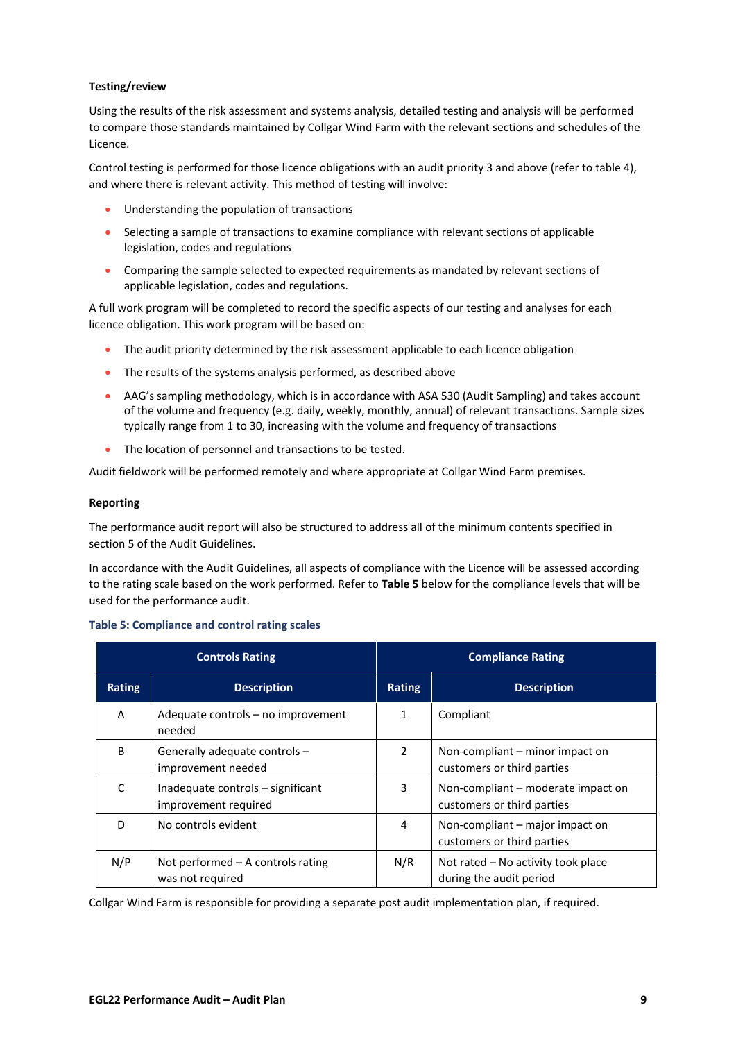**Testing/review**

Using the results of the risk assessment and systems analysis, detailed testing and analysis will be performed to compare those standards maintained by Collgar Wind Farm with the relevant sections and schedules of the Licence.

Control testing is performed for those licence obligations with an audit priority 3 and above (refer to table 4), and where there is relevant activity. This method of testing will involve:

- Understanding the population of transactions
- Selecting a sample of transactions to examine compliance with relevant sections of applicable legislation, codes and regulations
- Comparing the sample selected to expected requirements as mandated by relevant sections of applicable legislation, codes and regulations.

A full work program will be completed to record the specific aspects of our testing and analyses for each licence obligation. This work program will be based on:

- The audit priority determined by the risk assessment applicable to each licence obligation
- The results of the systems analysis performed, as described above
- AAG's sampling methodology, which is in accordance with ASA 530 (Audit Sampling) and takes account of the volume and frequency (e.g. daily, weekly, monthly, annual) of relevant transactions. Sample sizes typically range from 1 to 30, increasing with the volume and frequency of transactions
- The location of personnel and transactions to be tested.

Audit fieldwork will be performed remotely and where appropriate at Collgar Wind Farm premises.

**Reporting**

The performance audit report will also be structured to address all of the minimum contents specified in section 5 of the Audit Guidelines.

In accordance with the Audit Guidelines, all aspects of compliance with the Licence will be assessed according to the rating scale based on the work performed. Refer to **Table 5** below for the compliance levels that will be used for the performance audit.

**Table 5: Compliance and control rating scales**

| Controls Rating | | Compliance Rating | |
|---|---|---|---|
| **Rating** | **Description** | **Rating** | **Description** |
| A | Adequate controls – no improvement needed | 1 | Compliant |
| B | Generally adequate controls – improvement needed | 2 | Non-compliant – minor impact on customers or third parties |
| C | Inadequate controls – significant improvement required | 3 | Non-compliant – moderate impact on customers or third parties |
| D | No controls evident | 4 | Non-compliant – major impact on customers or third parties |
| N/P | Not performed – A controls rating was not required | N/R | Not rated – No activity took place during the audit period |

Collgar Wind Farm is responsible for providing a separate post audit implementation plan, if required.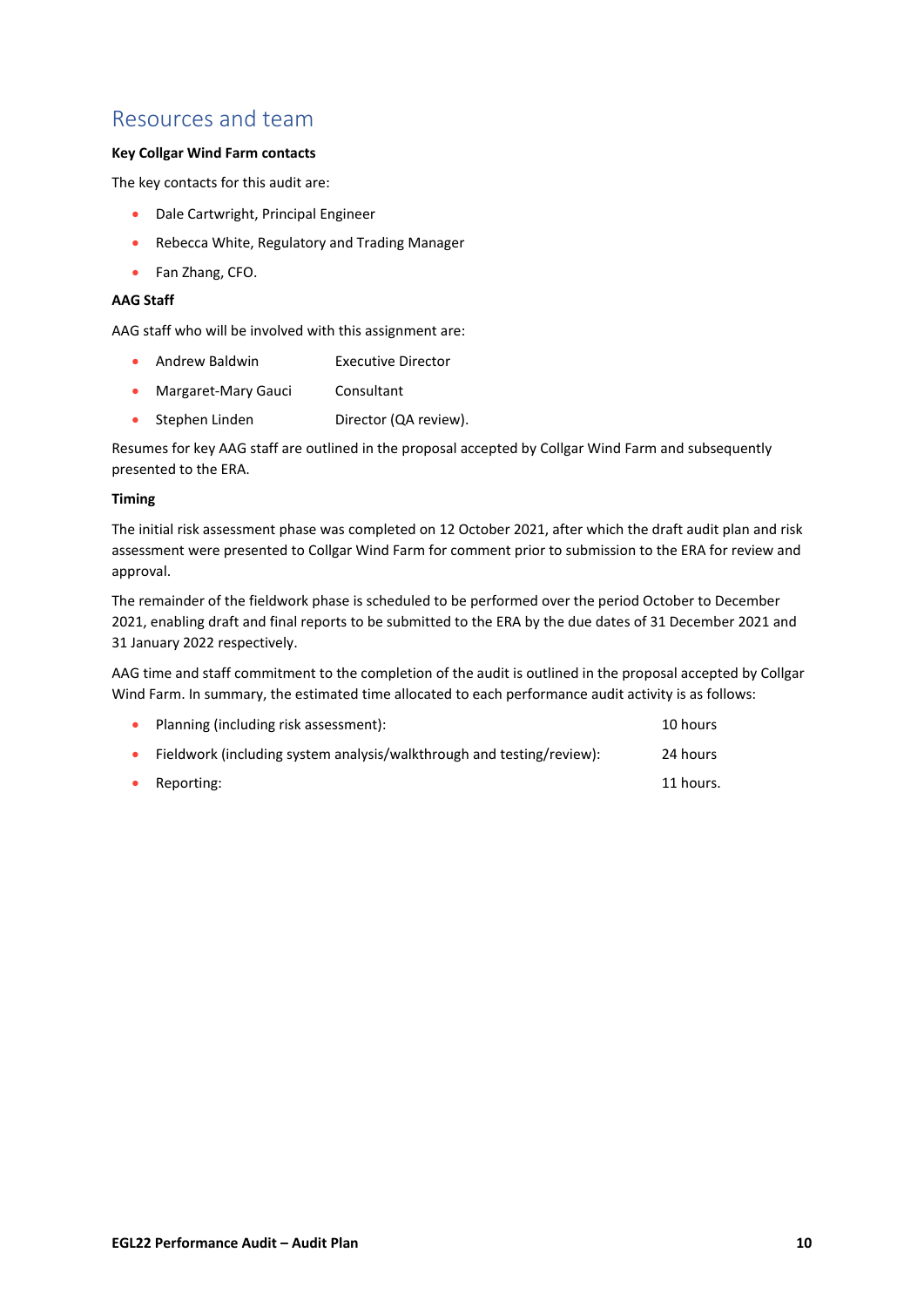## Resources and team

**Key Collgar Wind Farm contacts**

The key contacts for this audit are:

- Dale Cartwright, Principal Engineer
- Rebecca White, Regulatory and Trading Manager
- Fan Zhang, CFO.

**AAG Staff**

AAG staff who will be involved with this assignment are:

- Andrew Baldwin — Executive Director
- Margaret-Mary Gauci — Consultant
- Stephen Linden — Director (QA review).

Resumes for key AAG staff are outlined in the proposal accepted by Collgar Wind Farm and subsequently presented to the ERA.

**Timing**

The initial risk assessment phase was completed on 12 October 2021, after which the draft audit plan and risk assessment were presented to Collgar Wind Farm for comment prior to submission to the ERA for review and approval.

The remainder of the fieldwork phase is scheduled to be performed over the period October to December 2021, enabling draft and final reports to be submitted to the ERA by the due dates of 31 December 2021 and 31 January 2022 respectively.

AAG time and staff commitment to the completion of the audit is outlined in the proposal accepted by Collgar Wind Farm. In summary, the estimated time allocated to each performance audit activity is as follows:

- Planning (including risk assessment): 10 hours
- Fieldwork (including system analysis/walkthrough and testing/review): 24 hours
- Reporting: 11 hours.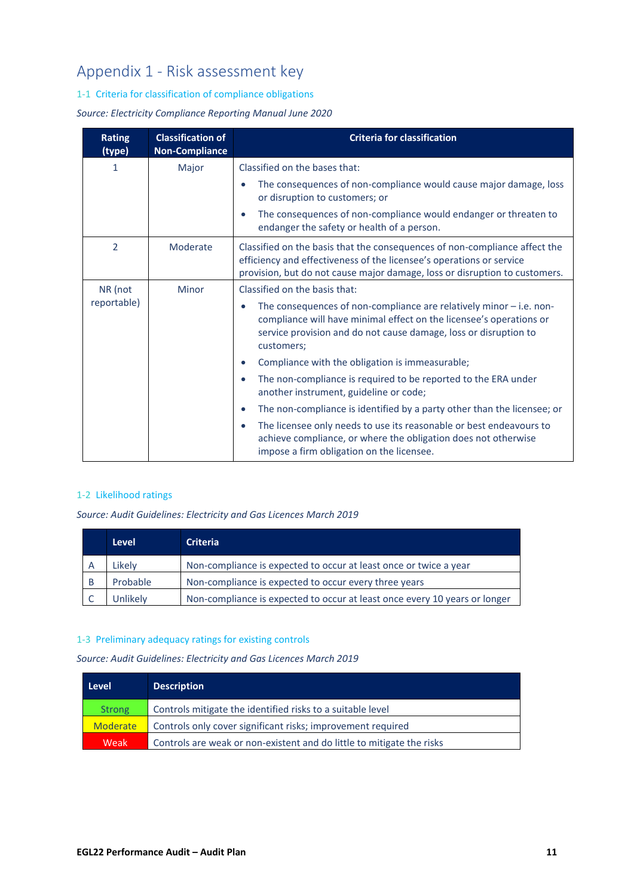# Appendix 1 - Risk assessment key

## 1-1 Criteria for classification of compliance obligations

*Source: Electricity Compliance Reporting Manual June 2020*

| Rating (type) | Classification of Non-Compliance | Criteria for classification |
|---|---|---|
| 1 | Major | Classified on the bases that:<br>• The consequences of non-compliance would cause major damage, loss or disruption to customers; or<br>• The consequences of non-compliance would endanger or threaten to endanger the safety or health of a person. |
| 2 | Moderate | Classified on the basis that the consequences of non-compliance affect the efficiency and effectiveness of the licensee's operations or service provision, but do not cause major damage, loss or disruption to customers. |
| NR (not reportable) | Minor | Classified on the basis that:<br>• The consequences of non-compliance are relatively minor – i.e. non-compliance will have minimal effect on the licensee's operations or service provision and do not cause damage, loss or disruption to customers;<br>• Compliance with the obligation is immeasurable;<br>• The non-compliance is required to be reported to the ERA under another instrument, guideline or code;<br>• The non-compliance is identified by a party other than the licensee; or<br>• The licensee only needs to use its reasonable or best endeavours to achieve compliance, or where the obligation does not otherwise impose a firm obligation on the licensee. |

## 1-2 Likelihood ratings

*Source: Audit Guidelines: Electricity and Gas Licences March 2019*

| | Level | Criteria |
|---|---|---|
| A | Likely | Non-compliance is expected to occur at least once or twice a year |
| B | Probable | Non-compliance is expected to occur every three years |
| C | Unlikely | Non-compliance is expected to occur at least once every 10 years or longer |

## 1-3 Preliminary adequacy ratings for existing controls

*Source: Audit Guidelines: Electricity and Gas Licences March 2019*

| Level | Description |
|---|---|
| Strong | Controls mitigate the identified risks to a suitable level |
| Moderate | Controls only cover significant risks; improvement required |
| Weak | Controls are weak or non-existent and do little to mitigate the risks |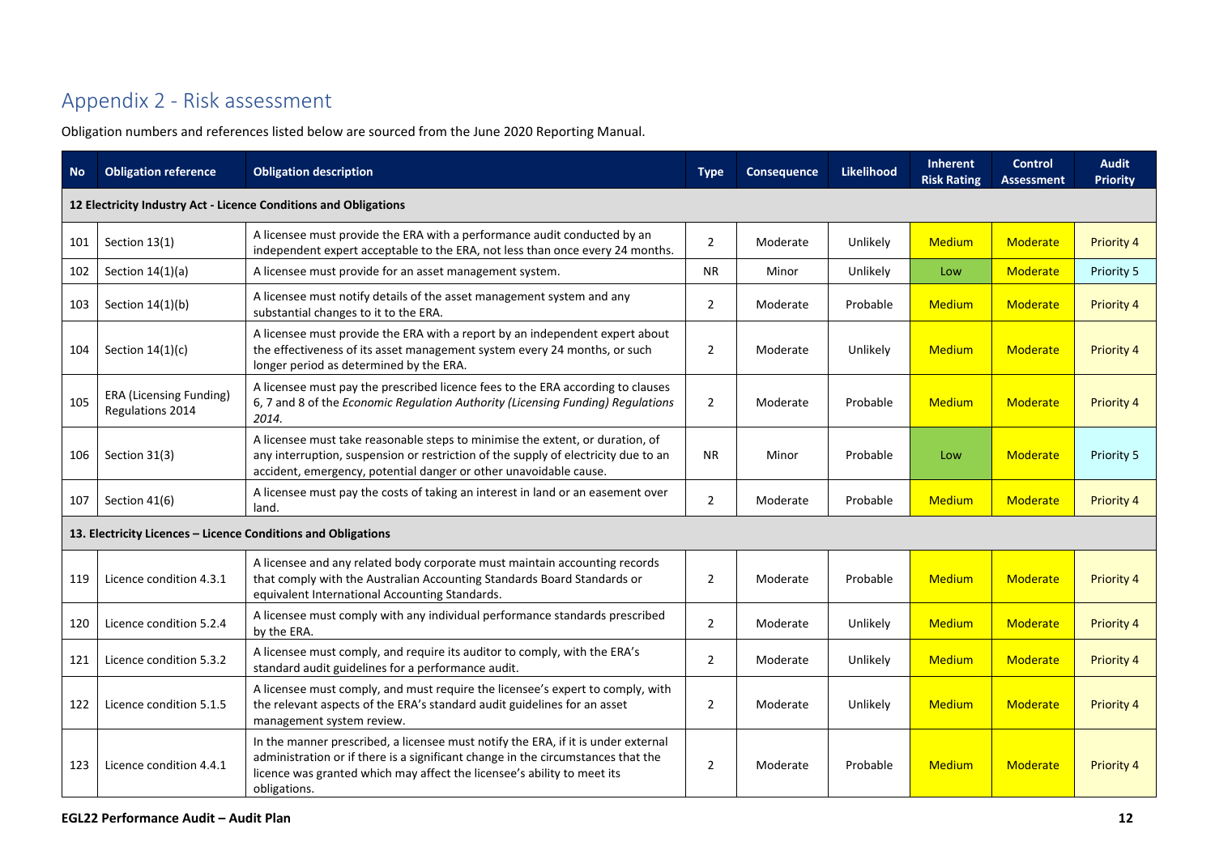# Appendix 2 - Risk assessment

Obligation numbers and references listed below are sourced from the June 2020 Reporting Manual.

| No | Obligation reference | Obligation description | Type | Consequence | Likelihood | Inherent Risk Rating | Control Assessment | Audit Priority |
|---|---|---|---|---|---|---|---|---|
| **12 Electricity Industry Act - Licence Conditions and Obligations** | | | | | | | | |
| 101 | Section 13(1) | A licensee must provide the ERA with a performance audit conducted by an independent expert acceptable to the ERA, not less than once every 24 months. | 2 | Moderate | Unlikely | Medium | Moderate | Priority 4 |
| 102 | Section 14(1)(a) | A licensee must provide for an asset management system. | NR | Minor | Unlikely | Low | Moderate | Priority 5 |
| 103 | Section 14(1)(b) | A licensee must notify details of the asset management system and any substantial changes to it to the ERA. | 2 | Moderate | Probable | Medium | Moderate | Priority 4 |
| 104 | Section 14(1)(c) | A licensee must provide the ERA with a report by an independent expert about the effectiveness of its asset management system every 24 months, or such longer period as determined by the ERA. | 2 | Moderate | Unlikely | Medium | Moderate | Priority 4 |
| 105 | ERA (Licensing Funding) Regulations 2014 | A licensee must pay the prescribed licence fees to the ERA according to clauses 6, 7 and 8 of the *Economic Regulation Authority (Licensing Funding) Regulations 2014.* | 2 | Moderate | Probable | Medium | Moderate | Priority 4 |
| 106 | Section 31(3) | A licensee must take reasonable steps to minimise the extent, or duration, of any interruption, suspension or restriction of the supply of electricity due to an accident, emergency, potential danger or other unavoidable cause. | NR | Minor | Probable | Low | Moderate | Priority 5 |
| 107 | Section 41(6) | A licensee must pay the costs of taking an interest in land or an easement over land. | 2 | Moderate | Probable | Medium | Moderate | Priority 4 |
| **13. Electricity Licences – Licence Conditions and Obligations** | | | | | | | | |
| 119 | Licence condition 4.3.1 | A licensee and any related body corporate must maintain accounting records that comply with the Australian Accounting Standards Board Standards or equivalent International Accounting Standards. | 2 | Moderate | Probable | Medium | Moderate | Priority 4 |
| 120 | Licence condition 5.2.4 | A licensee must comply with any individual performance standards prescribed by the ERA. | 2 | Moderate | Unlikely | Medium | Moderate | Priority 4 |
| 121 | Licence condition 5.3.2 | A licensee must comply, and require its auditor to comply, with the ERA's standard audit guidelines for a performance audit. | 2 | Moderate | Unlikely | Medium | Moderate | Priority 4 |
| 122 | Licence condition 5.1.5 | A licensee must comply, and must require the licensee's expert to comply, with the relevant aspects of the ERA's standard audit guidelines for an asset management system review. | 2 | Moderate | Unlikely | Medium | Moderate | Priority 4 |
| 123 | Licence condition 4.4.1 | In the manner prescribed, a licensee must notify the ERA, if it is under external administration or if there is a significant change in the circumstances that the licence was granted which may affect the licensee's ability to meet its obligations. | 2 | Moderate | Probable | Medium | Moderate | Priority 4 |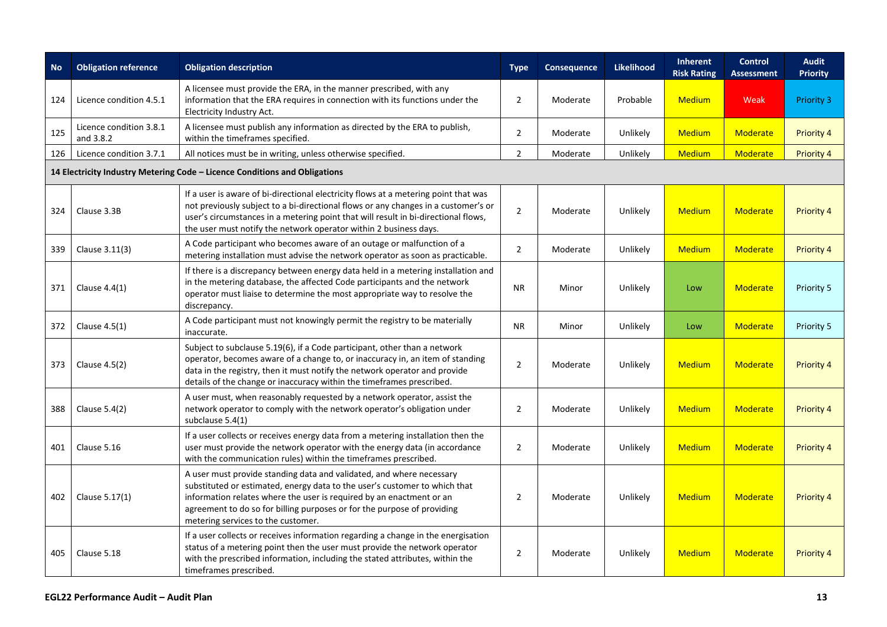| No | Obligation reference | Obligation description | Type | Consequence | Likelihood | Inherent Risk Rating | Control Assessment | Audit Priority |
|---|---|---|---|---|---|---|---|---|
| 124 | Licence condition 4.5.1 | A licensee must provide the ERA, in the manner prescribed, with any information that the ERA requires in connection with its functions under the Electricity Industry Act. | 2 | Moderate | Probable | Medium | Weak | Priority 3 |
| 125 | Licence condition 3.8.1 and 3.8.2 | A licensee must publish any information as directed by the ERA to publish, within the timeframes specified. | 2 | Moderate | Unlikely | Medium | Moderate | Priority 4 |
| 126 | Licence condition 3.7.1 | All notices must be in writing, unless otherwise specified. | 2 | Moderate | Unlikely | Medium | Moderate | Priority 4 |
| **14 Electricity Industry Metering Code – Licence Conditions and Obligations** | | | | | | | | |
| 324 | Clause 3.3B | If a user is aware of bi-directional electricity flows at a metering point that was not previously subject to a bi-directional flows or any changes in a customer's or user's circumstances in a metering point that will result in bi-directional flows, the user must notify the network operator within 2 business days. | 2 | Moderate | Unlikely | Medium | Moderate | Priority 4 |
| 339 | Clause 3.11(3) | A Code participant who becomes aware of an outage or malfunction of a metering installation must advise the network operator as soon as practicable. | 2 | Moderate | Unlikely | Medium | Moderate | Priority 4 |
| 371 | Clause 4.4(1) | If there is a discrepancy between energy data held in a metering installation and in the metering database, the affected Code participants and the network operator must liaise to determine the most appropriate way to resolve the discrepancy. | NR | Minor | Unlikely | Low | Moderate | Priority 5 |
| 372 | Clause 4.5(1) | A Code participant must not knowingly permit the registry to be materially inaccurate. | NR | Minor | Unlikely | Low | Moderate | Priority 5 |
| 373 | Clause 4.5(2) | Subject to subclause 5.19(6), if a Code participant, other than a network operator, becomes aware of a change to, or inaccuracy in, an item of standing data in the registry, then it must notify the network operator and provide details of the change or inaccuracy within the timeframes prescribed. | 2 | Moderate | Unlikely | Medium | Moderate | Priority 4 |
| 388 | Clause 5.4(2) | A user must, when reasonably requested by a network operator, assist the network operator to comply with the network operator's obligation under subclause 5.4(1) | 2 | Moderate | Unlikely | Medium | Moderate | Priority 4 |
| 401 | Clause 5.16 | If a user collects or receives energy data from a metering installation then the user must provide the network operator with the energy data (in accordance with the communication rules) within the timeframes prescribed. | 2 | Moderate | Unlikely | Medium | Moderate | Priority 4 |
| 402 | Clause 5.17(1) | A user must provide standing data and validated, and where necessary substituted or estimated, energy data to the user's customer to which that information relates where the user is required by an enactment or an agreement to do so for billing purposes or for the purpose of providing metering services to the customer. | 2 | Moderate | Unlikely | Medium | Moderate | Priority 4 |
| 405 | Clause 5.18 | If a user collects or receives information regarding a change in the energisation status of a metering point then the user must provide the network operator with the prescribed information, including the stated attributes, within the timeframes prescribed. | 2 | Moderate | Unlikely | Medium | Moderate | Priority 4 |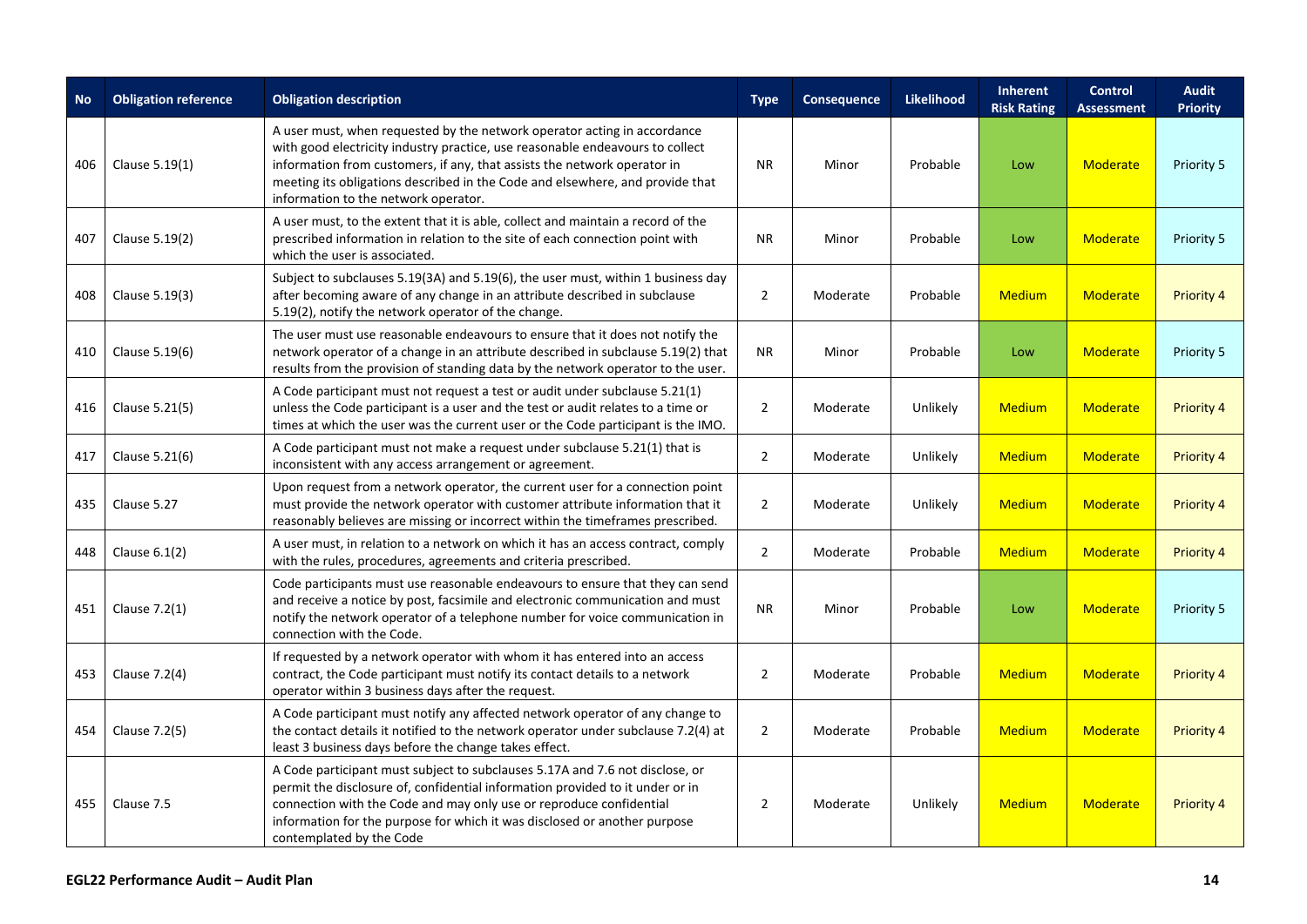| No | Obligation reference | Obligation description | Type | Consequence | Likelihood | Inherent Risk Rating | Control Assessment | Audit Priority |
|---|---|---|---|---|---|---|---|---|
| 406 | Clause 5.19(1) | A user must, when requested by the network operator acting in accordance with good electricity industry practice, use reasonable endeavours to collect information from customers, if any, that assists the network operator in meeting its obligations described in the Code and elsewhere, and provide that information to the network operator. | NR | Minor | Probable | Low | Moderate | Priority 5 |
| 407 | Clause 5.19(2) | A user must, to the extent that it is able, collect and maintain a record of the prescribed information in relation to the site of each connection point with which the user is associated. | NR | Minor | Probable | Low | Moderate | Priority 5 |
| 408 | Clause 5.19(3) | Subject to subclauses 5.19(3A) and 5.19(6), the user must, within 1 business day after becoming aware of any change in an attribute described in subclause 5.19(2), notify the network operator of the change. | 2 | Moderate | Probable | Medium | Moderate | Priority 4 |
| 410 | Clause 5.19(6) | The user must use reasonable endeavours to ensure that it does not notify the network operator of a change in an attribute described in subclause 5.19(2) that results from the provision of standing data by the network operator to the user. | NR | Minor | Probable | Low | Moderate | Priority 5 |
| 416 | Clause 5.21(5) | A Code participant must not request a test or audit under subclause 5.21(1) unless the Code participant is a user and the test or audit relates to a time or times at which the user was the current user or the Code participant is the IMO. | 2 | Moderate | Unlikely | Medium | Moderate | Priority 4 |
| 417 | Clause 5.21(6) | A Code participant must not make a request under subclause 5.21(1) that is inconsistent with any access arrangement or agreement. | 2 | Moderate | Unlikely | Medium | Moderate | Priority 4 |
| 435 | Clause 5.27 | Upon request from a network operator, the current user for a connection point must provide the network operator with customer attribute information that it reasonably believes are missing or incorrect within the timeframes prescribed. | 2 | Moderate | Unlikely | Medium | Moderate | Priority 4 |
| 448 | Clause 6.1(2) | A user must, in relation to a network on which it has an access contract, comply with the rules, procedures, agreements and criteria prescribed. | 2 | Moderate | Probable | Medium | Moderate | Priority 4 |
| 451 | Clause 7.2(1) | Code participants must use reasonable endeavours to ensure that they can send and receive a notice by post, facsimile and electronic communication and must notify the network operator of a telephone number for voice communication in connection with the Code. | NR | Minor | Probable | Low | Moderate | Priority 5 |
| 453 | Clause 7.2(4) | If requested by a network operator with whom it has entered into an access contract, the Code participant must notify its contact details to a network operator within 3 business days after the request. | 2 | Moderate | Probable | Medium | Moderate | Priority 4 |
| 454 | Clause 7.2(5) | A Code participant must notify any affected network operator of any change to the contact details it notified to the network operator under subclause 7.2(4) at least 3 business days before the change takes effect. | 2 | Moderate | Probable | Medium | Moderate | Priority 4 |
| 455 | Clause 7.5 | A Code participant must subject to subclauses 5.17A and 7.6 not disclose, or permit the disclosure of, confidential information provided to it under or in connection with the Code and may only use or reproduce confidential information for the purpose for which it was disclosed or another purpose contemplated by the Code | 2 | Moderate | Unlikely | Medium | Moderate | Priority 4 |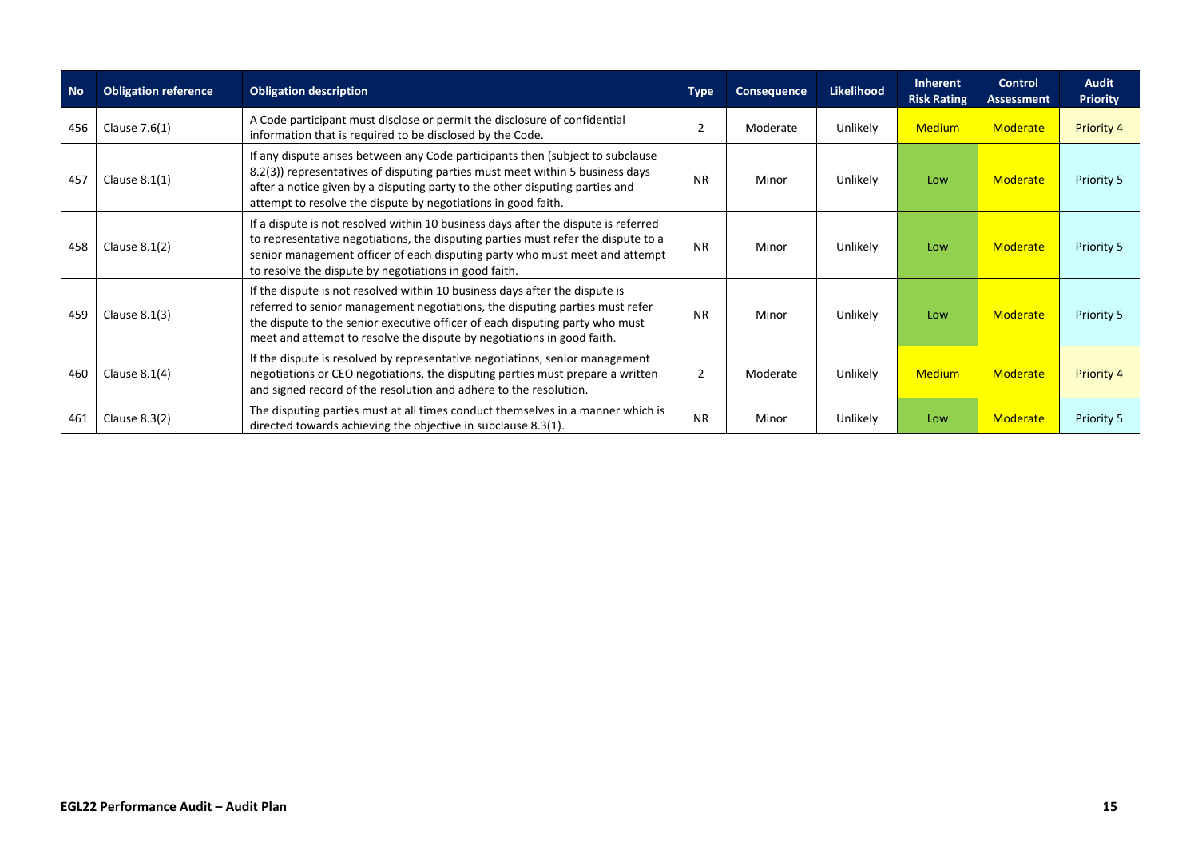| No | Obligation reference | Obligation description | Type | Consequence | Likelihood | Inherent Risk Rating | Control Assessment | Audit Priority |
|---|---|---|---|---|---|---|---|---|
| 456 | Clause 7.6(1) | A Code participant must disclose or permit the disclosure of confidential information that is required to be disclosed by the Code. | 2 | Moderate | Unlikely | Medium | Moderate | Priority 4 |
| 457 | Clause 8.1(1) | If any dispute arises between any Code participants then (subject to subclause 8.2(3)) representatives of disputing parties must meet within 5 business days after a notice given by a disputing party to the other disputing parties and attempt to resolve the dispute by negotiations in good faith. | NR | Minor | Unlikely | Low | Moderate | Priority 5 |
| 458 | Clause 8.1(2) | If a dispute is not resolved within 10 business days after the dispute is referred to representative negotiations, the disputing parties must refer the dispute to a senior management officer of each disputing party who must meet and attempt to resolve the dispute by negotiations in good faith. | NR | Minor | Unlikely | Low | Moderate | Priority 5 |
| 459 | Clause 8.1(3) | If the dispute is not resolved within 10 business days after the dispute is referred to senior management negotiations, the disputing parties must refer the dispute to the senior executive officer of each disputing party who must meet and attempt to resolve the dispute by negotiations in good faith. | NR | Minor | Unlikely | Low | Moderate | Priority 5 |
| 460 | Clause 8.1(4) | If the dispute is resolved by representative negotiations, senior management negotiations or CEO negotiations, the disputing parties must prepare a written and signed record of the resolution and adhere to the resolution. | 2 | Moderate | Unlikely | Medium | Moderate | Priority 4 |
| 461 | Clause 8.3(2) | The disputing parties must at all times conduct themselves in a manner which is directed towards achieving the objective in subclause 8.3(1). | NR | Minor | Unlikely | Low | Moderate | Priority 5 |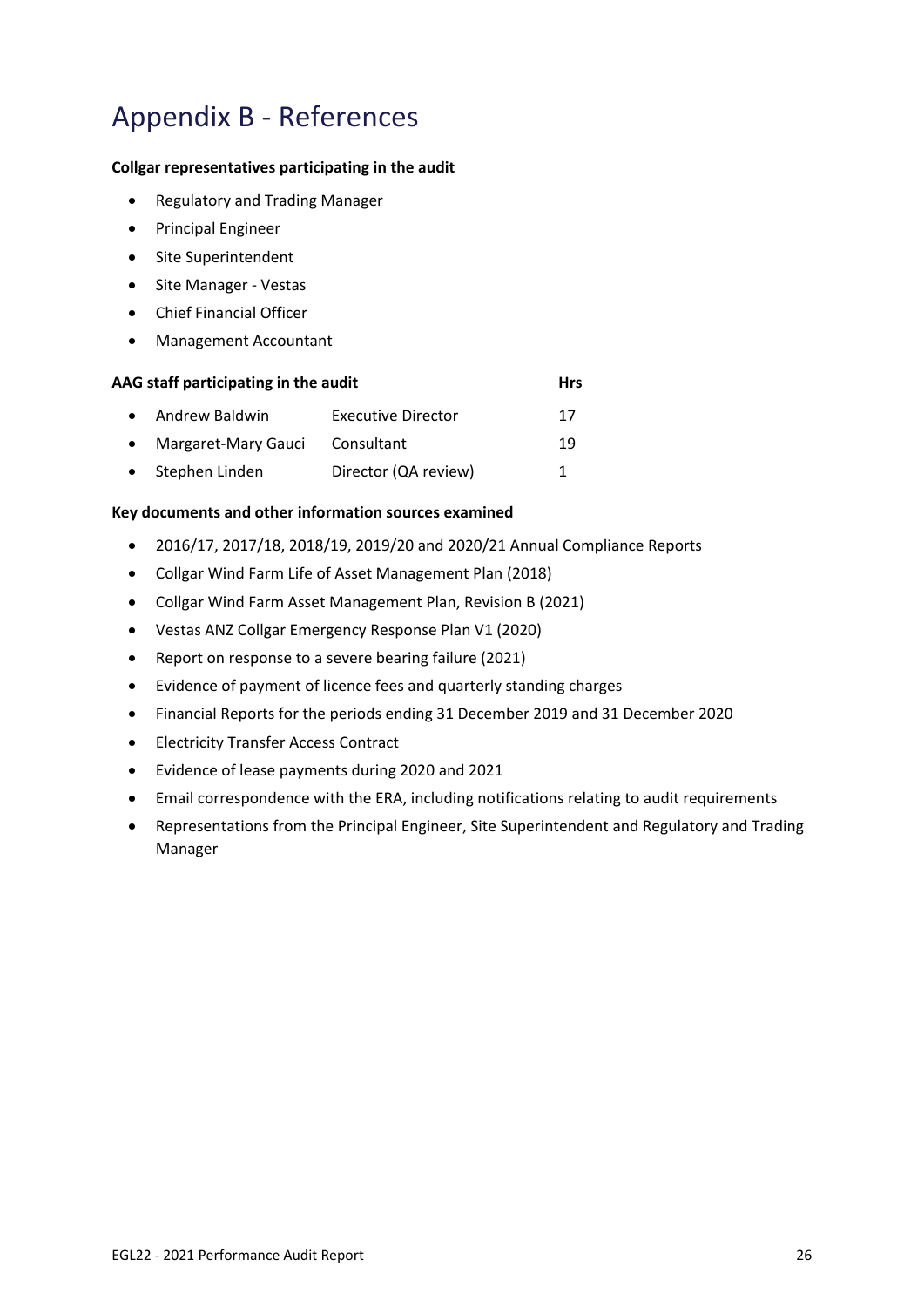# Appendix B - References

**Collgar representatives participating in the audit**

- Regulatory and Trading Manager
- Principal Engineer
- Site Superintendent
- Site Manager - Vestas
- Chief Financial Officer
- Management Accountant

**AAG staff participating in the audit**

| | | Hrs |
|---|---|---|
| Andrew Baldwin | Executive Director | 17 |
| Margaret-Mary Gauci | Consultant | 19 |
| Stephen Linden | Director (QA review) | 1 |

**Key documents and other information sources examined**

- 2016/17, 2017/18, 2018/19, 2019/20 and 2020/21 Annual Compliance Reports
- Collgar Wind Farm Life of Asset Management Plan (2018)
- Collgar Wind Farm Asset Management Plan, Revision B (2021)
- Vestas ANZ Collgar Emergency Response Plan V1 (2020)
- Report on response to a severe bearing failure (2021)
- Evidence of payment of licence fees and quarterly standing charges
- Financial Reports for the periods ending 31 December 2019 and 31 December 2020
- Electricity Transfer Access Contract
- Evidence of lease payments during 2020 and 2021
- Email correspondence with the ERA, including notifications relating to audit requirements
- Representations from the Principal Engineer, Site Superintendent and Regulatory and Trading Manager